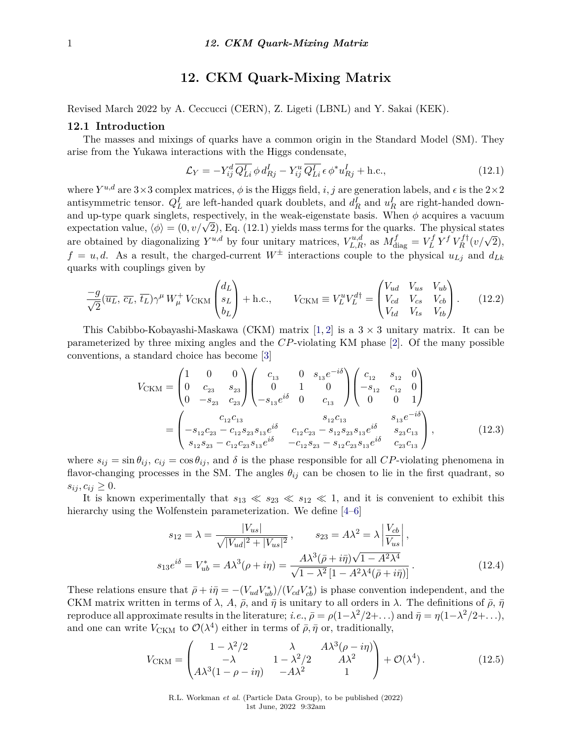# 12. CKM Quark-Mixing Matrix

Revised March 2022 by A. Ceccucci (CERN), Z. Ligeti (LBNL) and Y. Sakai (KEK).

## 12.1 Introduction

The masses and mixings of quarks have a common origin in the Standard Model (SM). They arise from the Yukawa interactions with the Higgs condensate,

$$\mathcal{L}_Y = -Y^d_{ij}\,\overline{Q^I_{Li}}\,\phi\, d^I_{Rj} - Y^u_{ij}\,\overline{Q^I_{Li}}\,\epsilon\,\phi^* u^I_{Rj} + \text{h.c.}, \tag{12.1}$$

where $Y^{u,d}$ are $3\times3$ complex matrices, $\phi$ is the Higgs field, $i,j$ are generation labels, and $\epsilon$ is the $2\times2$ antisymmetric tensor. $Q^I_L$ are left-handed quark doublets, and $d^I_R$ and $u^I_R$ are right-handed down- and up-type quark singlets, respectively, in the weak-eigenstate basis. When $\phi$ acquires a vacuum expectation value, $\langle\phi\rangle = (0, v/\sqrt{2})$, Eq. (12.1) yields mass terms for the quarks. The physical states are obtained by diagonalizing $Y^{u,d}$ by four unitary matrices, $V^{u,d}_{L,R}$, as $M^f_{\text{diag}} = V^f_L\, Y^f\, V^{f\dagger}_R (v/\sqrt{2})$, $f = u, d$. As a result, the charged-current $W^\pm$ interactions couple to the physical $u_{Lj}$ and $d_{Lk}$ quarks with couplings given by

$$\frac{-g}{\sqrt{2}}(\overline{u_L},\, \overline{c_L},\, \overline{t_L})\gamma^\mu\, W^+_\mu\, V_{\text{CKM}} \begin{pmatrix} d_L \\ s_L \\ b_L \end{pmatrix} + \text{h.c.}, \qquad V_{\text{CKM}} \equiv V^u_L V^{d\dagger}_L = \begin{pmatrix} V_{ud} & V_{us} & V_{ub} \\ V_{cd} & V_{cs} & V_{cb} \\ V_{td} & V_{ts} & V_{tb} \end{pmatrix}. \tag{12.2}$$

This Cabibbo-Kobayashi-Maskawa (CKM) matrix [1, 2] is a $3 \times 3$ unitary matrix. It can be parameterized by three mixing angles and the $CP$-violating KM phase [2]. Of the many possible conventions, a standard choice has become [3]

$$\begin{aligned}
V_{\text{CKM}} &= \begin{pmatrix} 1 & 0 & 0 \\ 0 & c_{23} & s_{23} \\ 0 & -s_{23} & c_{23} \end{pmatrix} \begin{pmatrix} c_{13} & 0 & s_{13}e^{-i\delta} \\ 0 & 1 & 0 \\ -s_{13}e^{i\delta} & 0 & c_{13} \end{pmatrix} \begin{pmatrix} c_{12} & s_{12} & 0 \\ -s_{12} & c_{12} & 0 \\ 0 & 0 & 1 \end{pmatrix} \\
&= \begin{pmatrix} c_{12}c_{13} & s_{12}c_{13} & s_{13}e^{-i\delta} \\ -s_{12}c_{23} - c_{12}s_{23}s_{13}e^{i\delta} & c_{12}c_{23} - s_{12}s_{23}s_{13}e^{i\delta} & s_{23}c_{13} \\ s_{12}s_{23} - c_{12}c_{23}s_{13}e^{i\delta} & -c_{12}s_{23} - s_{12}c_{23}s_{13}e^{i\delta} & c_{23}c_{13} \end{pmatrix},
\end{aligned} \tag{12.3}$$

where $s_{ij} = \sin\theta_{ij}$, $c_{ij} = \cos\theta_{ij}$, and $\delta$ is the phase responsible for all $CP$-violating phenomena in flavor-changing processes in the SM. The angles $\theta_{ij}$ can be chosen to lie in the first quadrant, so $s_{ij}, c_{ij} \geq 0$.

It is known experimentally that $s_{13} \ll s_{23} \ll s_{12} \ll 1$, and it is convenient to exhibit this hierarchy using the Wolfenstein parameterization. We define [4–6]

$$\begin{aligned}
s_{12} = \lambda = \frac{|V_{us}|}{\sqrt{|V_{ud}|^2 + |V_{us}|^2}}\,, \qquad s_{23} = A\lambda^2 = \lambda\left|\frac{V_{cb}}{V_{us}}\right|, \\
s_{13}e^{i\delta} = V^*_{ub} = A\lambda^3(\rho + i\eta) = \frac{A\lambda^3(\bar\rho + i\bar\eta)\sqrt{1 - A^2\lambda^4}}{\sqrt{1-\lambda^2}\,[1 - A^2\lambda^4(\bar\rho + i\bar\eta)]}\,.
\end{aligned} \tag{12.4}$$

These relations ensure that $\bar\rho + i\bar\eta = -(V_{ud}V^*_{ub})/(V_{cd}V^*_{cb})$ is phase convention independent, and the CKM matrix written in terms of $\lambda$, $A$, $\bar\rho$, and $\bar\eta$ is unitary to all orders in $\lambda$. The definitions of $\bar\rho$, $\bar\eta$ reproduce all approximate results in the literature; *i.e.*, $\bar\rho = \rho(1-\lambda^2/2+\ldots)$ and $\bar\eta = \eta(1-\lambda^2/2+\ldots)$, and one can write $V_{\text{CKM}}$ to $\mathcal{O}(\lambda^4)$ either in terms of $\bar\rho, \bar\eta$ or, traditionally,

$$V_{\text{CKM}} = \begin{pmatrix} 1 - \lambda^2/2 & \lambda & A\lambda^3(\rho - i\eta) \\ -\lambda & 1 - \lambda^2/2 & A\lambda^2 \\ A\lambda^3(1 - \rho - i\eta) & -A\lambda^2 & 1 \end{pmatrix} + \mathcal{O}(\lambda^4)\,. \tag{12.5}$$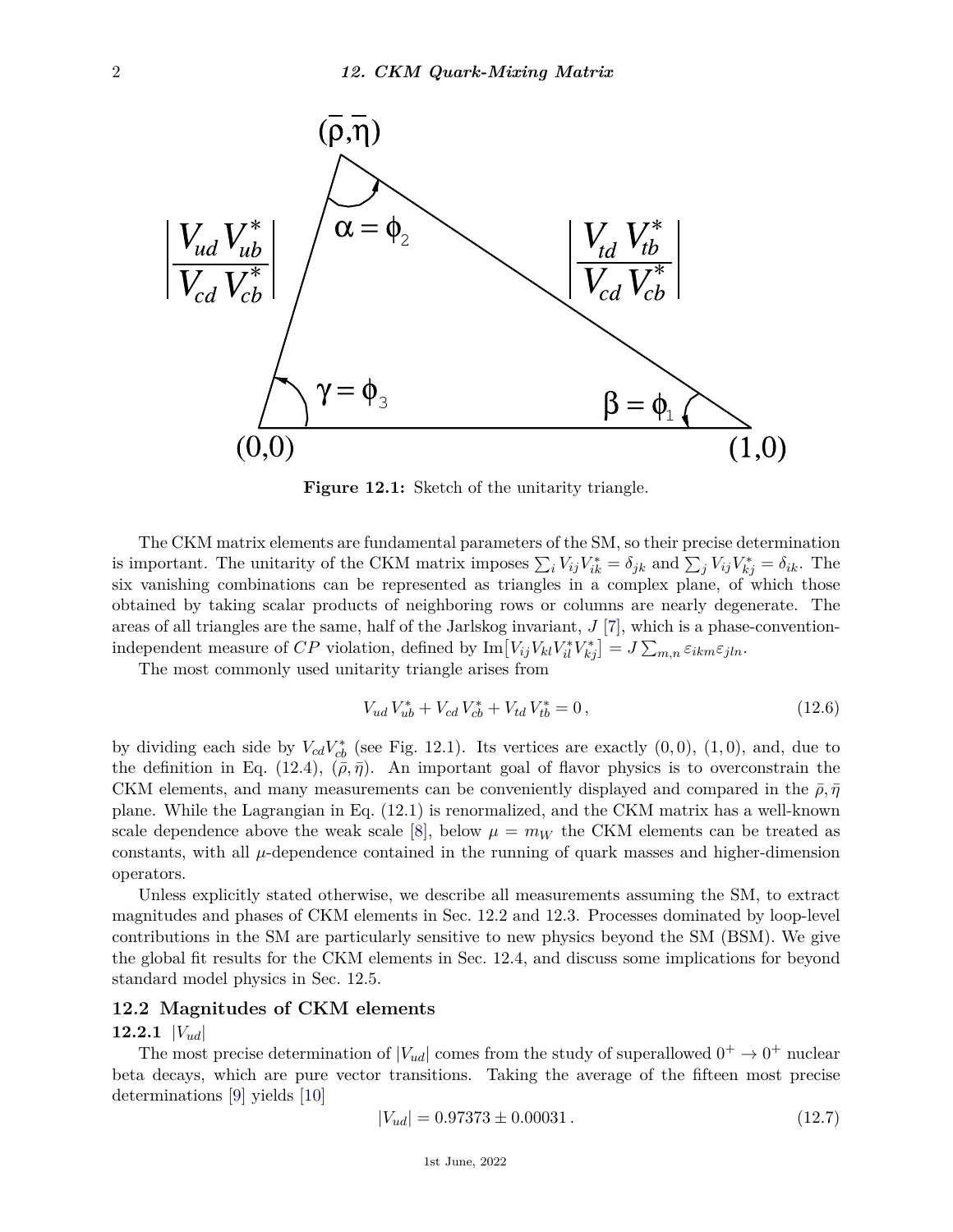Figure 12.1: Sketch of the unitarity triangle.

The CKM matrix elements are fundamental parameters of the SM, so their precise determination is important. The unitarity of the CKM matrix imposes $\sum_i V_{ij}V_{ik}^* = \delta_{jk}$ and $\sum_j V_{ij}V_{kj}^* = \delta_{ik}$. The six vanishing combinations can be represented as triangles in a complex plane, of which those obtained by taking scalar products of neighboring rows or columns are nearly degenerate. The areas of all triangles are the same, half of the Jarlskog invariant, $J$ [7], which is a phase-convention-independent measure of $CP$ violation, defined by $\mathrm{Im}\big[V_{ij}V_{kl}V_{il}^*V_{kj}^*\big] = J\sum_{m,n}\varepsilon_{ikm}\varepsilon_{jln}$.

The most commonly used unitarity triangle arises from

$$V_{ud}\,V_{ub}^* + V_{cd}\,V_{cb}^* + V_{td}\,V_{tb}^* = 0\,, \tag{12.6}$$

by dividing each side by $V_{cd}V_{cb}^*$ (see Fig. 12.1). Its vertices are exactly $(0,0)$, $(1,0)$, and, due to the definition in Eq. (12.4), $(\bar{\rho},\bar{\eta})$. An important goal of flavor physics is to overconstrain the CKM elements, and many measurements can be conveniently displayed and compared in the $\bar{\rho},\bar{\eta}$ plane. While the Lagrangian in Eq. (12.1) is renormalized, and the CKM matrix has a well-known scale dependence above the weak scale [8], below $\mu = m_W$ the CKM elements can be treated as constants, with all $\mu$-dependence contained in the running of quark masses and higher-dimension operators.

Unless explicitly stated otherwise, we describe all measurements assuming the SM, to extract magnitudes and phases of CKM elements in Sec. 12.2 and 12.3. Processes dominated by loop-level contributions in the SM are particularly sensitive to new physics beyond the SM (BSM). We give the global fit results for the CKM elements in Sec. 12.4, and discuss some implications for beyond standard model physics in Sec. 12.5.

## 12.2 Magnitudes of CKM elements

### 12.2.1 $|V_{ud}|$

The most precise determination of $|V_{ud}|$ comes from the study of superallowed $0^+ \to 0^+$ nuclear beta decays, which are pure vector transitions. Taking the average of the fifteen most precise determinations [9] yields [10]

$$|V_{ud}| = 0.97373 \pm 0.00031\,. \tag{12.7}$$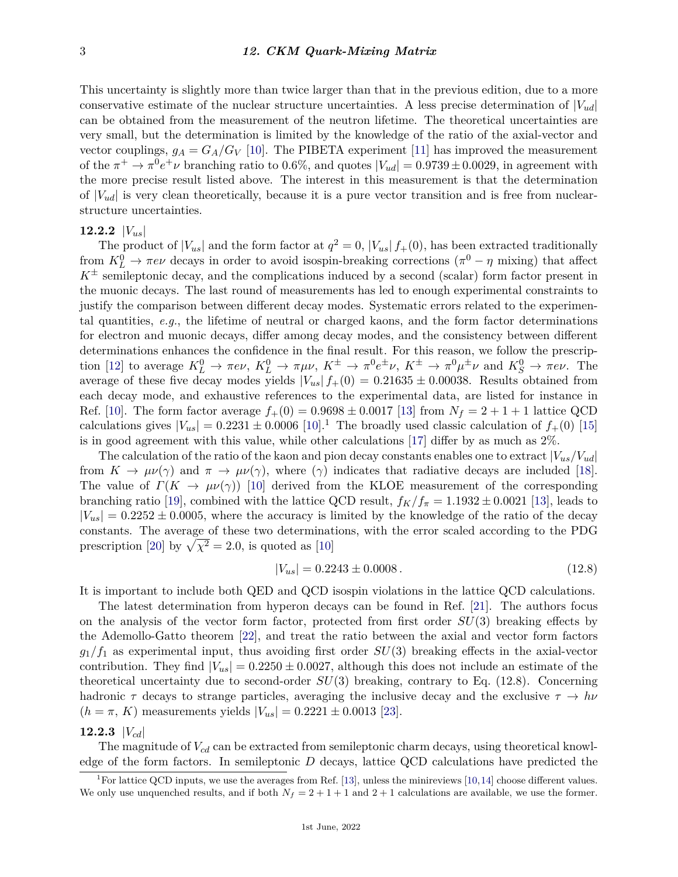This uncertainty is slightly more than twice larger than that in the previous edition, due to a more conservative estimate of the nuclear structure uncertainties. A less precise determination of $|V_{ud}|$ can be obtained from the measurement of the neutron lifetime. The theoretical uncertainties are very small, but the determination is limited by the knowledge of the ratio of the axial-vector and vector couplings, $g_A = G_A/G_V$ [10]. The PIBETA experiment [11] has improved the measurement of the $\pi^+ \to \pi^0 e^+ \nu$ branching ratio to 0.6%, and quotes $|V_{ud}| = 0.9739 \pm 0.0029$, in agreement with the more precise result listed above. The interest in this measurement is that the determination of $|V_{ud}|$ is very clean theoretically, because it is a pure vector transition and is free from nuclear-structure uncertainties.

### 12.2.2 $|V_{us}|$

The product of $|V_{us}|$ and the form factor at $q^2 = 0$, $|V_{us}|\, f_+(0)$, has been extracted traditionally from $K^0_L \to \pi e \nu$ decays in order to avoid isospin-breaking corrections ($\pi^0 - \eta$ mixing) that affect $K^\pm$ semileptonic decay, and the complications induced by a second (scalar) form factor present in the muonic decays. The last round of measurements has led to enough experimental constraints to justify the comparison between different decay modes. Systematic errors related to the experimental quantities, *e.g.*, the lifetime of neutral or charged kaons, and the form factor determinations for electron and muonic decays, differ among decay modes, and the consistency between different determinations enhances the confidence in the final result. For this reason, we follow the prescription [12] to average $K^0_L \to \pi e \nu$, $K^0_L \to \pi \mu \nu$, $K^\pm \to \pi^0 e^\pm \nu$, $K^\pm \to \pi^0 \mu^\pm \nu$ and $K^0_S \to \pi e \nu$. The average of these five decay modes yields $|V_{us}|\, f_+(0) = 0.21635 \pm 0.00038$. Results obtained from each decay mode, and exhaustive references to the experimental data, are listed for instance in Ref. [10]. The form factor average $f_+(0) = 0.9698 \pm 0.0017$ [13] from $N_f = 2+1+1$ lattice QCD calculations gives $|V_{us}| = 0.2231 \pm 0.0006$ [10].[1] The broadly used classic calculation of $f_+(0)$ [15] is in good agreement with this value, while other calculations [17] differ by as much as 2%.

The calculation of the ratio of the kaon and pion decay constants enables one to extract $|V_{us}/V_{ud}|$ from $K \to \mu\nu(\gamma)$ and $\pi \to \mu\nu(\gamma)$, where $(\gamma)$ indicates that radiative decays are included [18]. The value of $\Gamma(K \to \mu\nu(\gamma))$ [10] derived from the KLOE measurement of the corresponding branching ratio [19], combined with the lattice QCD result, $f_K/f_\pi = 1.1932 \pm 0.0021$ [13], leads to $|V_{us}| = 0.2252 \pm 0.0005$, where the accuracy is limited by the knowledge of the ratio of the decay constants. The average of these two determinations, with the error scaled according to the PDG prescription [20] by $\sqrt{\chi^2} = 2.0$, is quoted as [10]

$$|V_{us}| = 0.2243 \pm 0.0008\,. \tag{12.8}$$

It is important to include both QED and QCD isospin violations in the lattice QCD calculations.

The latest determination from hyperon decays can be found in Ref. [21]. The authors focus on the analysis of the vector form factor, protected from first order $SU(3)$ breaking effects by the Ademollo-Gatto theorem [22], and treat the ratio between the axial and vector form factors $g_1/f_1$ as experimental input, thus avoiding first order $SU(3)$ breaking effects in the axial-vector contribution. They find $|V_{us}| = 0.2250 \pm 0.0027$, although this does not include an estimate of the theoretical uncertainty due to second-order $SU(3)$ breaking, contrary to Eq. (12.8). Concerning hadronic $\tau$ decays to strange particles, averaging the inclusive decay and the exclusive $\tau \to h\nu$ ($h = \pi$, $K$) measurements yields $|V_{us}| = 0.2221 \pm 0.0013$ [23].

### 12.2.3 $|V_{cd}|$

The magnitude of $V_{cd}$ can be extracted from semileptonic charm decays, using theoretical knowledge of the form factors. In semileptonic $D$ decays, lattice QCD calculations have predicted the

[1] For lattice QCD inputs, we use the averages from Ref. [13], unless the minireviews [10,14] choose different values. We only use unquenched results, and if both $N_f = 2+1+1$ and $2+1$ calculations are available, we use the former.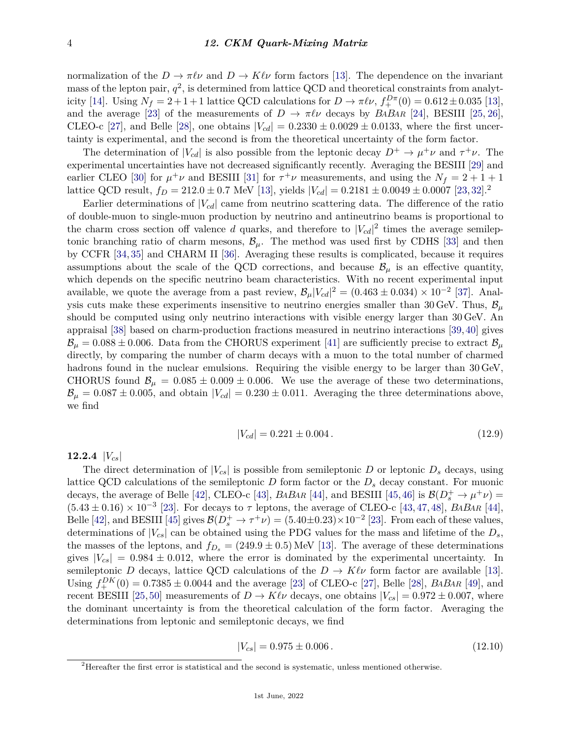normalization of the $D \to \pi\ell\nu$ and $D \to K\ell\nu$ form factors [13]. The dependence on the invariant mass of the lepton pair, $q^2$, is determined from lattice QCD and theoretical constraints from analyticity [14]. Using $N_f = 2+1+1$ lattice QCD calculations for $D \to \pi\ell\nu$, $f_+^{D\pi}(0) = 0.612 \pm 0.035$ [13], and the average [23] of the measurements of $D \to \pi\ell\nu$ decays by BaBar [24], BESIII [25, 26], CLEO-c [27], and Belle [28], one obtains $|V_{cd}| = 0.2330 \pm 0.0029 \pm 0.0133$, where the first uncertainty is experimental, and the second is from the theoretical uncertainty of the form factor.

The determination of $|V_{cd}|$ is also possible from the leptonic decay $D^+ \to \mu^+\nu$ and $\tau^+\nu$. The experimental uncertainties have not decreased significantly recently. Averaging the BESIII [29] and earlier CLEO [30] for $\mu^+\nu$ and BESIII [31] for $\tau^+\nu$ measurements, and using the $N_f = 2+1+1$ lattice QCD result, $f_D = 212.0 \pm 0.7$ MeV [13], yields $|V_{cd}| = 0.2181 \pm 0.0049 \pm 0.0007$ [23, 32].[2]

Earlier determinations of $|V_{cd}|$ came from neutrino scattering data. The difference of the ratio of double-muon to single-muon production by neutrino and antineutrino beams is proportional to the charm cross section off valence $d$ quarks, and therefore to $|V_{cd}|^2$ times the average semileptonic branching ratio of charm mesons, $\mathcal{B}_\mu$. The method was used first by CDHS [33] and then by CCFR [34, 35] and CHARM II [36]. Averaging these results is complicated, because it requires assumptions about the scale of the QCD corrections, and because $\mathcal{B}_\mu$ is an effective quantity, which depends on the specific neutrino beam characteristics. With no recent experimental input available, we quote the average from a past review, $\mathcal{B}_\mu |V_{cd}|^2 = (0.463 \pm 0.034) \times 10^{-2}$ [37]. Analysis cuts make these experiments insensitive to neutrino energies smaller than 30 GeV. Thus, $\mathcal{B}_\mu$ should be computed using only neutrino interactions with visible energy larger than 30 GeV. An appraisal [38] based on charm-production fractions measured in neutrino interactions [39, 40] gives $\mathcal{B}_\mu = 0.088 \pm 0.006$. Data from the CHORUS experiment [41] are sufficiently precise to extract $\mathcal{B}_\mu$ directly, by comparing the number of charm decays with a muon to the total number of charmed hadrons found in the nuclear emulsions. Requiring the visible energy to be larger than 30 GeV, CHORUS found $\mathcal{B}_\mu = 0.085 \pm 0.009 \pm 0.006$. We use the average of these two determinations, $\mathcal{B}_\mu = 0.087 \pm 0.005$, and obtain $|V_{cd}| = 0.230 \pm 0.011$. Averaging the three determinations above, we find

$$|V_{cd}| = 0.221 \pm 0.004 \,. \tag{12.9}$$

### 12.2.4 $|V_{cs}|$

The direct determination of $|V_{cs}|$ is possible from semileptonic $D$ or leptonic $D_s$ decays, using lattice QCD calculations of the semileptonic $D$ form factor or the $D_s$ decay constant. For muonic decays, the average of Belle [42], CLEO-c [43], BaBar [44], and BESIII [45, 46] is $\mathcal{B}(D_s^+ \to \mu^+\nu) = (5.43 \pm 0.16) \times 10^{-3}$ [23]. For decays to $\tau$ leptons, the average of CLEO-c [43, 47, 48], BaBar [44], Belle [42], and BESIII [45] gives $\mathcal{B}(D_s^+ \to \tau^+\nu) = (5.40 \pm 0.23) \times 10^{-2}$ [23]. From each of these values, determinations of $|V_{cs}|$ can be obtained using the PDG values for the mass and lifetime of the $D_s$, the masses of the leptons, and $f_{D_s} = (249.9 \pm 0.5)$ MeV [13]. The average of these determinations gives $|V_{cs}| = 0.984 \pm 0.012$, where the error is dominated by the experimental uncertainty. In semileptonic $D$ decays, lattice QCD calculations of the $D \to K\ell\nu$ form factor are available [13]. Using $f_+^{DK}(0) = 0.7385 \pm 0.0044$ and the average [23] of CLEO-c [27], Belle [28], BaBar [49], and recent BESIII [25, 50] measurements of $D \to K\ell\nu$ decays, one obtains $|V_{cs}| = 0.972 \pm 0.007$, where the dominant uncertainty is from the theoretical calculation of the form factor. Averaging the determinations from leptonic and semileptonic decays, we find

$$|V_{cs}| = 0.975 \pm 0.006 \,. \tag{12.10}$$

[2] Hereafter the first error is statistical and the second is systematic, unless mentioned otherwise.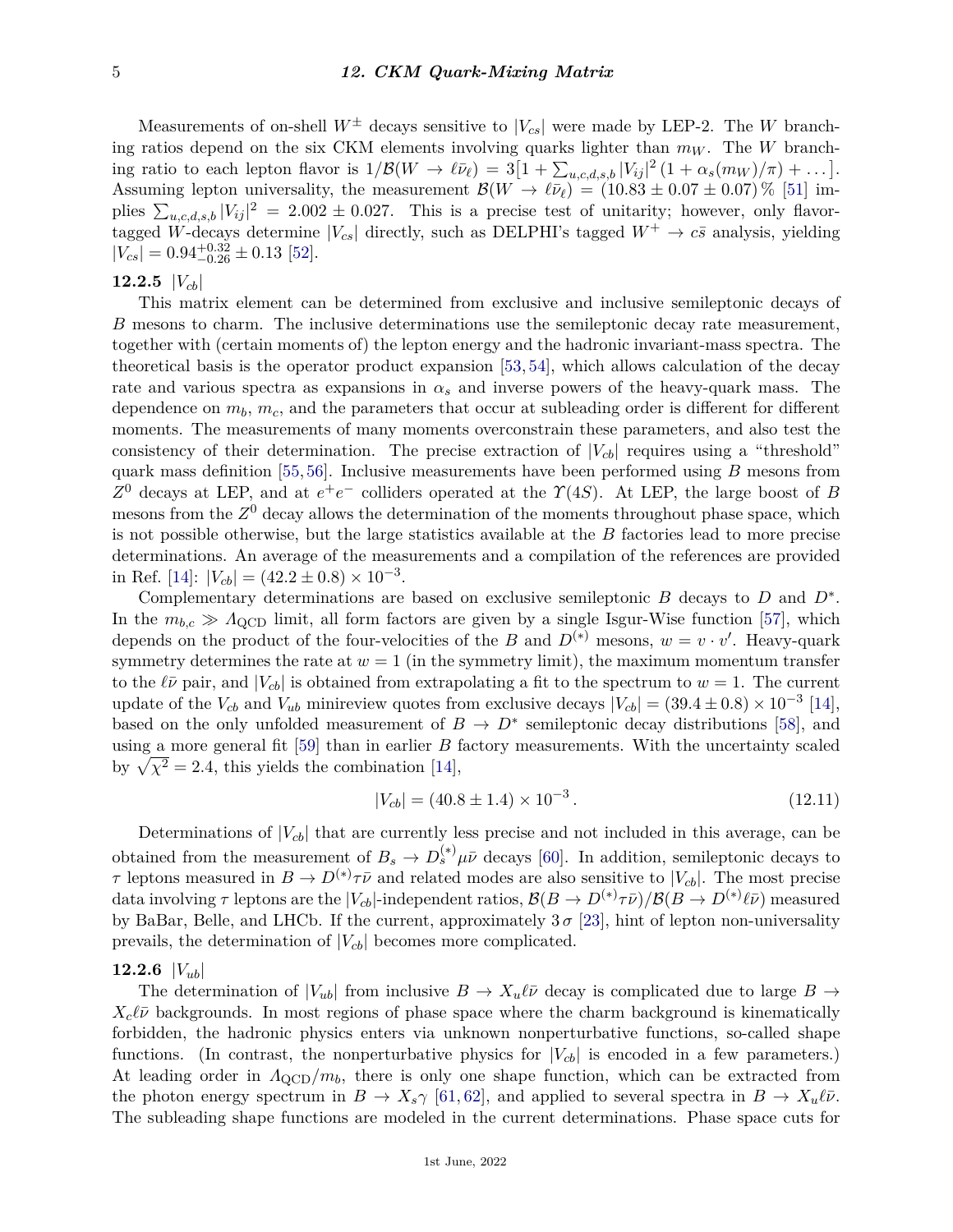Measurements of on-shell $W^\pm$ decays sensitive to $|V_{cs}|$ were made by LEP-2. The $W$ branching ratios depend on the six CKM elements involving quarks lighter than $m_W$. The $W$ branching ratio to each lepton flavor is $1/\mathcal{B}(W \to \ell\bar{\nu}_\ell) = 3[1 + \sum_{u,c,d,s,b} |V_{ij}|^2 (1 + \alpha_s(m_W)/\pi) + \dots]$. Assuming lepton universality, the measurement $\mathcal{B}(W \to \ell\bar{\nu}_\ell) = (10.83 \pm 0.07 \pm 0.07)\,\%$ [51] implies $\sum_{u,c,d,s,b} |V_{ij}|^2 = 2.002 \pm 0.027$. This is a precise test of unitarity; however, only flavor-tagged $W$-decays determine $|V_{cs}|$ directly, such as DELPHI's tagged $W^+ \to c\bar{s}$ analysis, yielding $|V_{cs}| = 0.94^{+0.32}_{-0.26} \pm 0.13$ [52].

### 12.2.5 $|V_{cb}|$

This matrix element can be determined from exclusive and inclusive semileptonic decays of $B$ mesons to charm. The inclusive determinations use the semileptonic decay rate measurement, together with (certain moments of) the lepton energy and the hadronic invariant-mass spectra. The theoretical basis is the operator product expansion [53, 54], which allows calculation of the decay rate and various spectra as expansions in $\alpha_s$ and inverse powers of the heavy-quark mass. The dependence on $m_b$, $m_c$, and the parameters that occur at subleading order is different for different moments. The measurements of many moments overconstrain these parameters, and also test the consistency of their determination. The precise extraction of $|V_{cb}|$ requires using a "threshold" quark mass definition [55, 56]. Inclusive measurements have been performed using $B$ mesons from $Z^0$ decays at LEP, and at $e^+e^-$ colliders operated at the $\Upsilon(4S)$. At LEP, the large boost of $B$ mesons from the $Z^0$ decay allows the determination of the moments throughout phase space, which is not possible otherwise, but the large statistics available at the $B$ factories lead to more precise determinations. An average of the measurements and a compilation of the references are provided in Ref. [14]: $|V_{cb}| = (42.2 \pm 0.8) \times 10^{-3}$.

Complementary determinations are based on exclusive semileptonic $B$ decays to $D$ and $D^*$. In the $m_{b,c} \gg \Lambda_{\rm QCD}$ limit, all form factors are given by a single Isgur-Wise function [57], which depends on the product of the four-velocities of the $B$ and $D^{(*)}$ mesons, $w = v \cdot v'$. Heavy-quark symmetry determines the rate at $w = 1$ (in the symmetry limit), the maximum momentum transfer to the $\ell\bar{\nu}$ pair, and $|V_{cb}|$ is obtained from extrapolating a fit to the spectrum to $w = 1$. The current update of the $V_{cb}$ and $V_{ub}$ minireview quotes from exclusive decays $|V_{cb}| = (39.4 \pm 0.8) \times 10^{-3}$ [14], based on the only unfolded measurement of $B \to D^*$ semileptonic decay distributions [58], and using a more general fit [59] than in earlier $B$ factory measurements. With the uncertainty scaled by $\sqrt{\chi^2} = 2.4$, this yields the combination [14],

$$|V_{cb}| = (40.8 \pm 1.4) \times 10^{-3}\,. \tag{12.11}$$

Determinations of $|V_{cb}|$ that are currently less precise and not included in this average, can be obtained from the measurement of $B_s \to D_s^{(*)}\mu\bar{\nu}$ decays [60]. In addition, semileptonic decays to $\tau$ leptons measured in $B \to D^{(*)}\tau\bar{\nu}$ and related modes are also sensitive to $|V_{cb}|$. The most precise data involving $\tau$ leptons are the $|V_{cb}|$-independent ratios, $\mathcal{B}(B \to D^{(*)}\tau\bar{\nu})/\mathcal{B}(B \to D^{(*)}\ell\bar{\nu})$ measured by BaBar, Belle, and LHCb. If the current, approximately $3\,\sigma$ [23], hint of lepton non-universality prevails, the determination of $|V_{cb}|$ becomes more complicated.

### 12.2.6 $|V_{ub}|$

The determination of $|V_{ub}|$ from inclusive $B \to X_u\ell\bar{\nu}$ decay is complicated due to large $B \to X_c\ell\bar{\nu}$ backgrounds. In most regions of phase space where the charm background is kinematically forbidden, the hadronic physics enters via unknown nonperturbative functions, so-called shape functions. (In contrast, the nonperturbative physics for $|V_{cb}|$ is encoded in a few parameters.) At leading order in $\Lambda_{\rm QCD}/m_b$, there is only one shape function, which can be extracted from the photon energy spectrum in $B \to X_s\gamma$ [61, 62], and applied to several spectra in $B \to X_u\ell\bar{\nu}$. The subleading shape functions are modeled in the current determinations. Phase space cuts for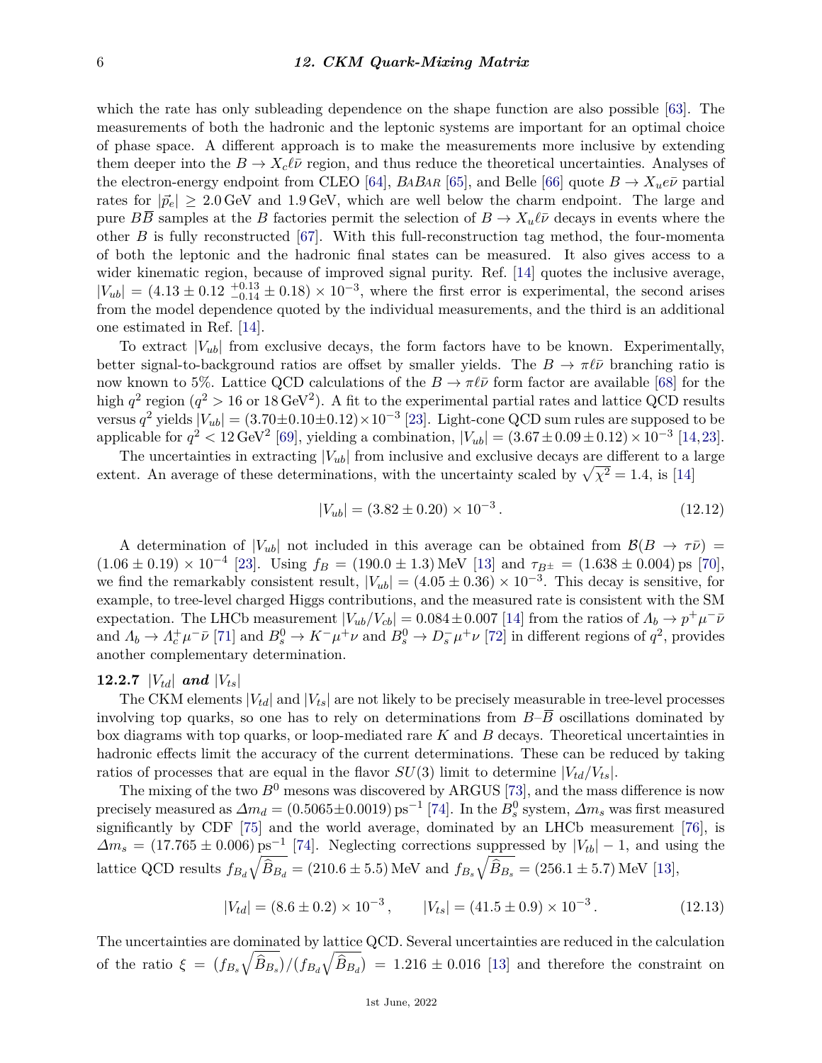which the rate has only subleading dependence on the shape function are also possible [63]. The measurements of both the hadronic and the leptonic systems are important for an optimal choice of phase space. A different approach is to make the measurements more inclusive by extending them deeper into the $B \to X_c \ell \bar{\nu}$ region, and thus reduce the theoretical uncertainties. Analyses of the electron-energy endpoint from CLEO [64], *BABAR* [65], and Belle [66] quote $B \to X_u e \bar{\nu}$ partial rates for $|\vec{p}_e| \geq 2.0\,\text{GeV}$ and $1.9\,\text{GeV}$, which are well below the charm endpoint. The large and pure $B\overline{B}$ samples at the $B$ factories permit the selection of $B \to X_u \ell \bar{\nu}$ decays in events where the other $B$ is fully reconstructed [67]. With this full-reconstruction tag method, the four-momenta of both the leptonic and the hadronic final states can be measured. It also gives access to a wider kinematic region, because of improved signal purity. Ref. [14] quotes the inclusive average, $|V_{ub}| = (4.13 \pm 0.12\ ^{+0.13}_{-0.14} \pm 0.18) \times 10^{-3}$, where the first error is experimental, the second arises from the model dependence quoted by the individual measurements, and the third is an additional one estimated in Ref. [14].

To extract $|V_{ub}|$ from exclusive decays, the form factors have to be known. Experimentally, better signal-to-background ratios are offset by smaller yields. The $B \to \pi \ell \bar{\nu}$ branching ratio is now known to 5%. Lattice QCD calculations of the $B \to \pi \ell \bar{\nu}$ form factor are available [68] for the high $q^2$ region ($q^2 > 16$ or $18\,\text{GeV}^2$). A fit to the experimental partial rates and lattice QCD results versus $q^2$ yields $|V_{ub}| = (3.70 \pm 0.10 \pm 0.12) \times 10^{-3}$ [23]. Light-cone QCD sum rules are supposed to be applicable for $q^2 < 12\,\text{GeV}^2$ [69], yielding a combination, $|V_{ub}| = (3.67 \pm 0.09 \pm 0.12) \times 10^{-3}$ [14,23].

The uncertainties in extracting $|V_{ub}|$ from inclusive and exclusive decays are different to a large extent. An average of these determinations, with the uncertainty scaled by $\sqrt{\chi^2} = 1.4$, is [14]

$$|V_{ub}| = (3.82 \pm 0.20) \times 10^{-3}\,. \tag{12.12}$$

A determination of $|V_{ub}|$ not included in this average can be obtained from $\mathcal{B}(B \to \tau \bar{\nu}) = (1.06 \pm 0.19) \times 10^{-4}$ [23]. Using $f_B = (190.0 \pm 1.3)\,\text{MeV}$ [13] and $\tau_{B^\pm} = (1.638 \pm 0.004)\,\text{ps}$ [70], we find the remarkably consistent result, $|V_{ub}| = (4.05 \pm 0.36) \times 10^{-3}$. This decay is sensitive, for example, to tree-level charged Higgs contributions, and the measured rate is consistent with the SM expectation. The LHCb measurement $|V_{ub}/V_{cb}| = 0.084 \pm 0.007$ [14] from the ratios of $\Lambda_b \to p^+ \mu^- \bar{\nu}$ and $\Lambda_b \to \Lambda_c^+ \mu^- \bar{\nu}$ [71] and $B_s^0 \to K^- \mu^+ \nu$ and $B_s^0 \to D_s^- \mu^+ \nu$ [72] in different regions of $q^2$, provides another complementary determination.

### 12.2.7 $|V_{td}|$ and $|V_{ts}|$

The CKM elements $|V_{td}|$ and $|V_{ts}|$ are not likely to be precisely measurable in tree-level processes involving top quarks, so one has to rely on determinations from $B$–$\overline{B}$ oscillations dominated by box diagrams with top quarks, or loop-mediated rare $K$ and $B$ decays. Theoretical uncertainties in hadronic effects limit the accuracy of the current determinations. These can be reduced by taking ratios of processes that are equal in the flavor $SU(3)$ limit to determine $|V_{td}/V_{ts}|$.

The mixing of the two $B^0$ mesons was discovered by ARGUS [73], and the mass difference is now precisely measured as $\Delta m_d = (0.5065 \pm 0.0019)\,\text{ps}^{-1}$ [74]. In the $B_s^0$ system, $\Delta m_s$ was first measured significantly by CDF [75] and the world average, dominated by an LHCb measurement [76], is $\Delta m_s = (17.765 \pm 0.006)\,\text{ps}^{-1}$ [74]. Neglecting corrections suppressed by $|V_{tb}| - 1$, and using the lattice QCD results $f_{B_d}\sqrt{\widehat{B}_{B_d}} = (210.6 \pm 5.5)\,\text{MeV}$ and $f_{B_s}\sqrt{\widehat{B}_{B_s}} = (256.1 \pm 5.7)\,\text{MeV}$ [13],

$$|V_{td}| = (8.6 \pm 0.2) \times 10^{-3}\,, \qquad |V_{ts}| = (41.5 \pm 0.9) \times 10^{-3}\,. \tag{12.13}$$

The uncertainties are dominated by lattice QCD. Several uncertainties are reduced in the calculation of the ratio $\xi = (f_{B_s}\sqrt{\widehat{B}_{B_s}})/(f_{B_d}\sqrt{\widehat{B}_{B_d}}) = 1.216 \pm 0.016$ [13] and therefore the constraint on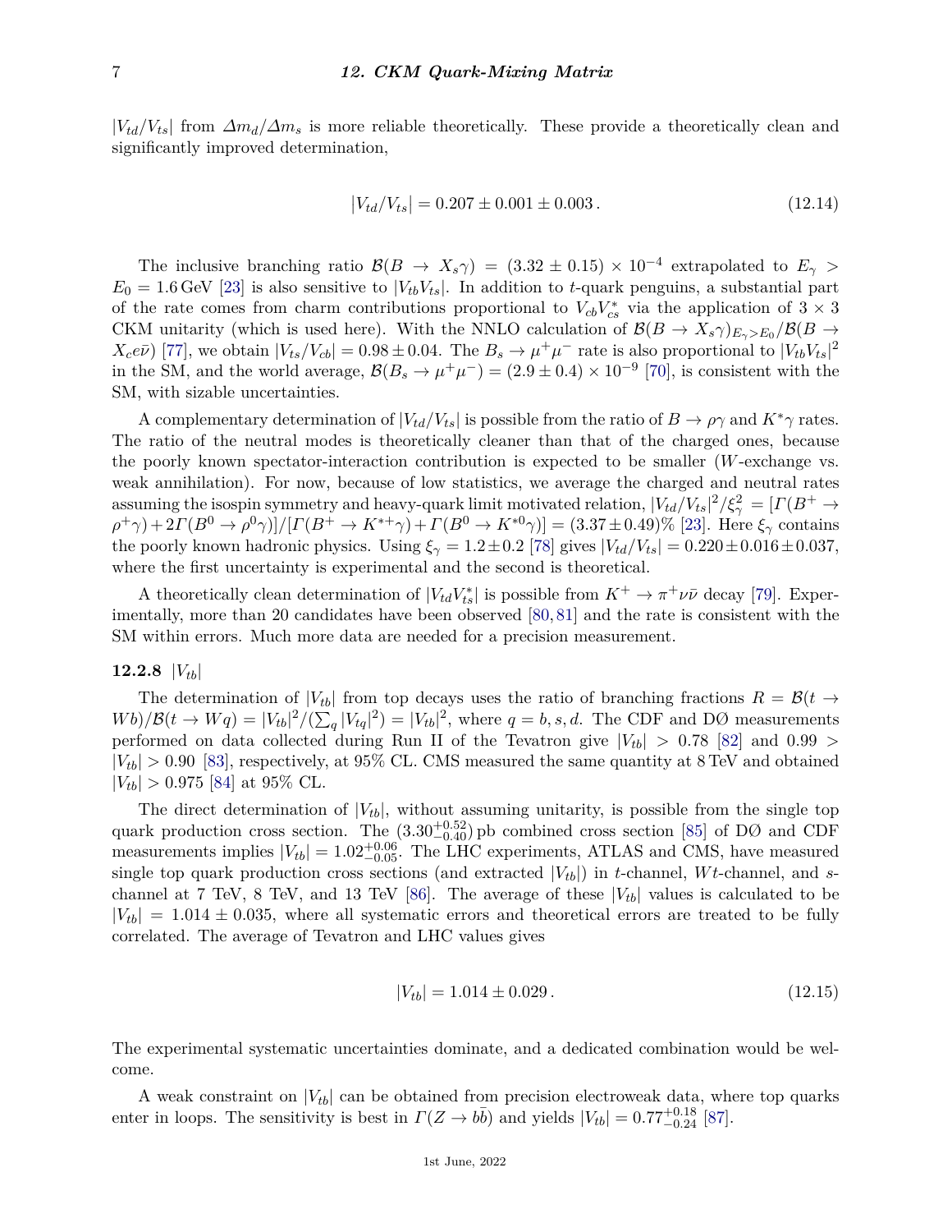$|V_{td}/V_{ts}|$ from $\Delta m_d/\Delta m_s$ is more reliable theoretically. These provide a theoretically clean and significantly improved determination,

$$|V_{td}/V_{ts}| = 0.207 \pm 0.001 \pm 0.003\,. \tag{12.14}$$

The inclusive branching ratio $\mathcal{B}(B \to X_s\gamma) = (3.32 \pm 0.15) \times 10^{-4}$ extrapolated to $E_\gamma > E_0 = 1.6\,\text{GeV}$ [23] is also sensitive to $|V_{tb}V_{ts}|$. In addition to $t$-quark penguins, a substantial part of the rate comes from charm contributions proportional to $V_{cb}V_{cs}^*$ via the application of $3 \times 3$ CKM unitarity (which is used here). With the NNLO calculation of $\mathcal{B}(B \to X_s\gamma)_{E_\gamma > E_0}/\mathcal{B}(B \to X_c e\bar{\nu})$ [77], we obtain $|V_{ts}/V_{cb}| = 0.98 \pm 0.04$. The $B_s \to \mu^+\mu^-$ rate is also proportional to $|V_{tb}V_{ts}|^2$ in the SM, and the world average, $\mathcal{B}(B_s \to \mu^+\mu^-) = (2.9 \pm 0.4) \times 10^{-9}$ [70], is consistent with the SM, with sizable uncertainties.

A complementary determination of $|V_{td}/V_{ts}|$ is possible from the ratio of $B \to \rho\gamma$ and $K^*\gamma$ rates. The ratio of the neutral modes is theoretically cleaner than that of the charged ones, because the poorly known spectator-interaction contribution is expected to be smaller ($W$-exchange vs. weak annihilation). For now, because of low statistics, we average the charged and neutral rates assuming the isospin symmetry and heavy-quark limit motivated relation, $|V_{td}/V_{ts}|^2/\xi_\gamma^2 = [\Gamma(B^+ \to \rho^+\gamma) + 2\Gamma(B^0 \to \rho^0\gamma)]/[\Gamma(B^+ \to K^{*+}\gamma) + \Gamma(B^0 \to K^{*0}\gamma)] = (3.37 \pm 0.49)\%$ [23]. Here $\xi_\gamma$ contains the poorly known hadronic physics. Using $\xi_\gamma = 1.2 \pm 0.2$ [78] gives $|V_{td}/V_{ts}| = 0.220 \pm 0.016 \pm 0.037$, where the first uncertainty is experimental and the second is theoretical.

A theoretically clean determination of $|V_{td}V_{ts}^*|$ is possible from $K^+ \to \pi^+\nu\bar{\nu}$ decay [79]. Experimentally, more than 20 candidates have been observed [80, 81] and the rate is consistent with the SM within errors. Much more data are needed for a precision measurement.

### 12.2.8 $|V_{tb}|$

The determination of $|V_{tb}|$ from top decays uses the ratio of branching fractions $R = \mathcal{B}(t \to Wb)/\mathcal{B}(t \to Wq) = |V_{tb}|^2/(\sum_q |V_{tq}|^2) = |V_{tb}|^2$, where $q = b, s, d$. The CDF and DØ measurements performed on data collected during Run II of the Tevatron give $|V_{tb}| > 0.78$ [82] and $0.99 > |V_{tb}| > 0.90$ [83], respectively, at 95% CL. CMS measured the same quantity at 8 TeV and obtained $|V_{tb}| > 0.975$ [84] at 95% CL.

The direct determination of $|V_{tb}|$, without assuming unitarity, is possible from the single top quark production cross section. The $(3.30^{+0.52}_{-0.40})$ pb combined cross section [85] of DØ and CDF measurements implies $|V_{tb}| = 1.02^{+0.06}_{-0.05}$. The LHC experiments, ATLAS and CMS, have measured single top quark production cross sections (and extracted $|V_{tb}|$) in $t$-channel, $Wt$-channel, and $s$-channel at 7 TeV, 8 TeV, and 13 TeV [86]. The average of these $|V_{tb}|$ values is calculated to be $|V_{tb}| = 1.014 \pm 0.035$, where all systematic errors and theoretical errors are treated to be fully correlated. The average of Tevatron and LHC values gives

$$|V_{tb}| = 1.014 \pm 0.029\,. \tag{12.15}$$

The experimental systematic uncertainties dominate, and a dedicated combination would be welcome.

A weak constraint on $|V_{tb}|$ can be obtained from precision electroweak data, where top quarks enter in loops. The sensitivity is best in $\Gamma(Z \to b\bar{b})$ and yields $|V_{tb}| = 0.77^{+0.18}_{-0.24}$ [87].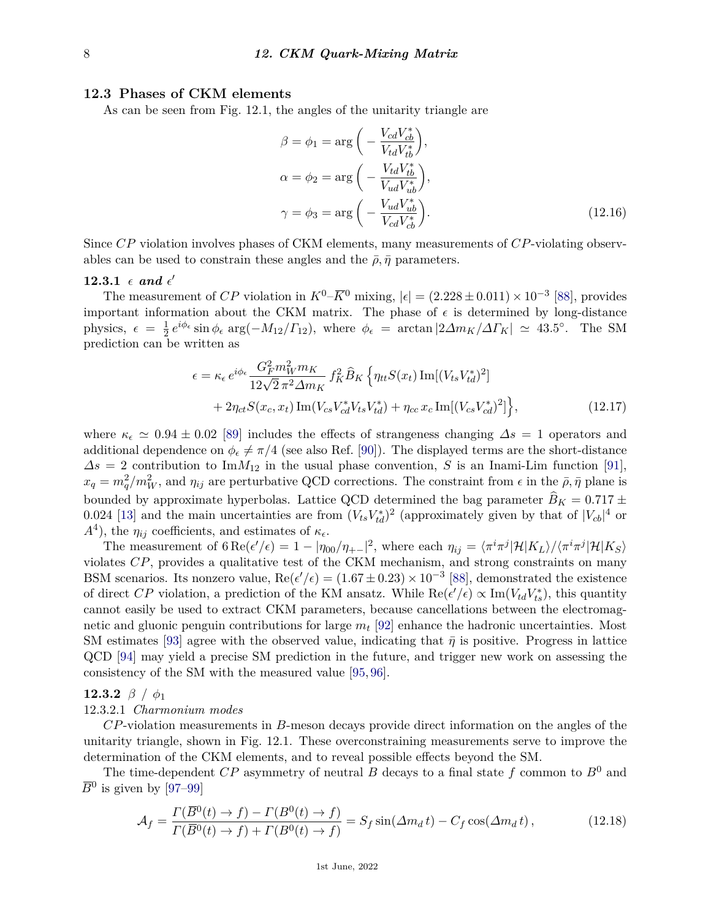## 12.3 Phases of CKM elements

As can be seen from Fig. 12.1, the angles of the unitarity triangle are

$$\beta = \phi_1 = \arg\left(-\frac{V_{cd}V_{cb}^*}{V_{td}V_{tb}^*}\right),$$
$$\alpha = \phi_2 = \arg\left(-\frac{V_{td}V_{tb}^*}{V_{ud}V_{ub}^*}\right),$$
$$\gamma = \phi_3 = \arg\left(-\frac{V_{ud}V_{ub}^*}{V_{cd}V_{cb}^*}\right). \tag{12.16}$$

Since $CP$ violation involves phases of CKM elements, many measurements of $CP$-violating observables can be used to constrain these angles and the $\bar{\rho}, \bar{\eta}$ parameters.

### 12.3.1 $\epsilon$ *and* $\epsilon'$

The measurement of $CP$ violation in $K^0$–$\overline{K}^0$ mixing, $|\epsilon| = (2.228 \pm 0.011) \times 10^{-3}$ [88], provides important information about the CKM matrix. The phase of $\epsilon$ is determined by long-distance physics, $\epsilon = \frac{1}{2} e^{i\phi_\epsilon} \sin\phi_\epsilon \arg(-M_{12}/\Gamma_{12})$, where $\phi_\epsilon = \arctan|2\Delta m_K/\Delta\Gamma_K| \simeq 43.5°$. The SM prediction can be written as

$$\epsilon = \kappa_\epsilon \, e^{i\phi_\epsilon} \frac{G_F^2 m_W^2 m_K}{12\sqrt{2}\,\pi^2 \Delta m_K} \, f_K^2 \widehat{B}_K \Big\{ \eta_{tt} S(x_t) \, \mathrm{Im}[(V_{ts}V_{td}^*)^2]$$
$$+ 2\eta_{ct} S(x_c, x_t) \, \mathrm{Im}(V_{cs}V_{cd}^* V_{ts}V_{td}^*) + \eta_{cc} \, x_c \, \mathrm{Im}[(V_{cs}V_{cd}^*)^2] \Big\}, \tag{12.17}$$

where $\kappa_\epsilon \simeq 0.94 \pm 0.02$ [89] includes the effects of strangeness changing $\Delta s = 1$ operators and additional dependence on $\phi_\epsilon \neq \pi/4$ (see also Ref. [90]). The displayed terms are the short-distance $\Delta s = 2$ contribution to $\mathrm{Im}M_{12}$ in the usual phase convention, $S$ is an Inami-Lim function [91], $x_q = m_q^2/m_W^2$, and $\eta_{ij}$ are perturbative QCD corrections. The constraint from $\epsilon$ in the $\bar{\rho}, \bar{\eta}$ plane is bounded by approximate hyperbolas. Lattice QCD determined the bag parameter $\widehat{B}_K = 0.717 \pm 0.024$ [13] and the main uncertainties are from $(V_{ts}V_{td}^*)^2$ (approximately given by that of $|V_{cb}|^4$ or $A^4$), the $\eta_{ij}$ coefficients, and estimates of $\kappa_\epsilon$.

The measurement of $6\,\mathrm{Re}(\epsilon'/\epsilon) = 1 - |\eta_{00}/\eta_{+-}|^2$, where each $\eta_{ij} = \langle \pi^i \pi^j | \mathcal{H} | K_L \rangle / \langle \pi^i \pi^j | \mathcal{H} | K_S \rangle$ violates $CP$, provides a qualitative test of the CKM mechanism, and strong constraints on many BSM scenarios. Its nonzero value, $\mathrm{Re}(\epsilon'/\epsilon) = (1.67 \pm 0.23) \times 10^{-3}$ [88], demonstrated the existence of direct $CP$ violation, a prediction of the KM ansatz. While $\mathrm{Re}(\epsilon'/\epsilon) \propto \mathrm{Im}(V_{td}V_{ts}^*)$, this quantity cannot easily be used to extract CKM parameters, because cancellations between the electromagnetic and gluonic penguin contributions for large $m_t$ [92] enhance the hadronic uncertainties. Most SM estimates [93] agree with the observed value, indicating that $\bar{\eta}$ is positive. Progress in lattice QCD [94] may yield a precise SM prediction in the future, and trigger new work on assessing the consistency of the SM with the measured value [95, 96].

### 12.3.2 $\beta$ / $\phi_1$

#### 12.3.2.1 *Charmonium modes*

$CP$-violation measurements in $B$-meson decays provide direct information on the angles of the unitarity triangle, shown in Fig. 12.1. These overconstraining measurements serve to improve the determination of the CKM elements, and to reveal possible effects beyond the SM.

The time-dependent $CP$ asymmetry of neutral $B$ decays to a final state $f$ common to $B^0$ and $\overline{B}^0$ is given by [97–99]

$$\mathcal{A}_f = \frac{\Gamma(\overline{B}^0(t) \to f) - \Gamma(B^0(t) \to f)}{\Gamma(\overline{B}^0(t) \to f) + \Gamma(B^0(t) \to f)} = S_f \sin(\Delta m_d \, t) - C_f \cos(\Delta m_d \, t)\,, \tag{12.18}$$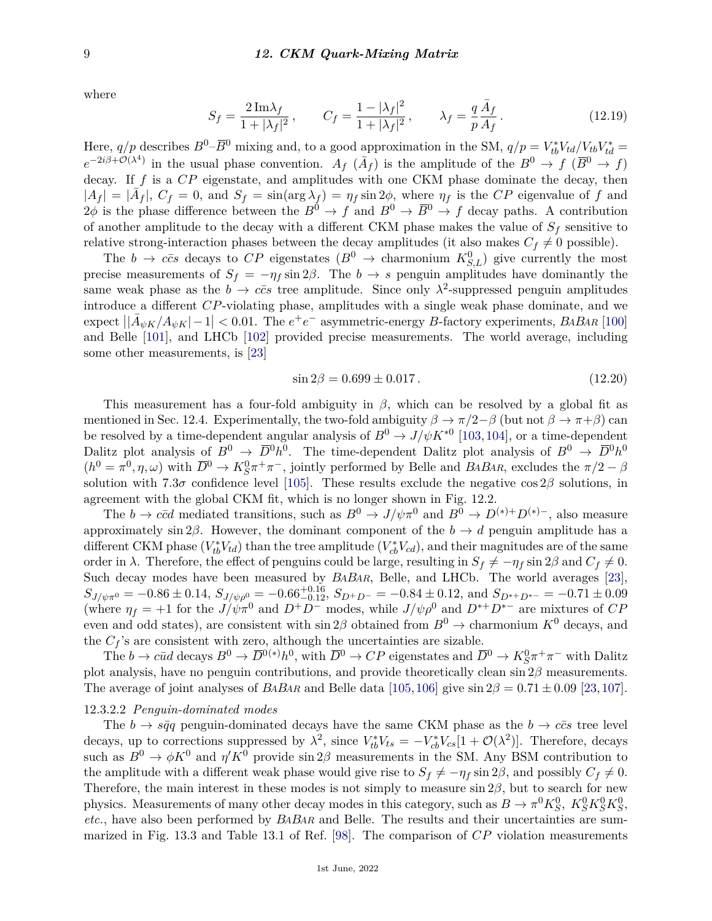where

$$S_f = \frac{2\,\mathrm{Im}\lambda_f}{1+|\lambda_f|^2}\,, \qquad C_f = \frac{1-|\lambda_f|^2}{1+|\lambda_f|^2}\,, \qquad \lambda_f = \frac{q}{p}\frac{\bar{A}_f}{A_f}\,. \tag{12.19}$$

Here, $q/p$ describes $B^0$–$\overline{B}^0$ mixing and, to a good approximation in the SM, $q/p = V_{tb}^* V_{td}/V_{tb}V_{td}^* = e^{-2i\beta+\mathcal{O}(\lambda^4)}$ in the usual phase convention. $A_f$ ($\bar{A}_f$) is the amplitude of the $B^0 \to f$ ($\overline{B}^0 \to f$) decay. If $f$ is a $CP$ eigenstate, and amplitudes with one CKM phase dominate the decay, then $|A_f| = |\bar{A}_f|$, $C_f = 0$, and $S_f = \sin(\arg\lambda_f) = \eta_f \sin 2\phi$, where $\eta_f$ is the $CP$ eigenvalue of $f$ and $2\phi$ is the phase difference between the $B^0 \to f$ and $B^0 \to \overline{B}^0 \to f$ decay paths. A contribution of another amplitude to the decay with a different CKM phase makes the value of $S_f$ sensitive to relative strong-interaction phases between the decay amplitudes (it also makes $C_f \neq 0$ possible).

The $b \to c\bar{c}s$ decays to $CP$ eigenstates ($B^0 \to$ charmonium $K^0_{S,L}$) give currently the most precise measurements of $S_f = -\eta_f \sin 2\beta$. The $b \to s$ penguin amplitudes have dominantly the same weak phase as the $b \to c\bar{c}s$ tree amplitude. Since only $\lambda^2$-suppressed penguin amplitudes introduce a different $CP$-violating phase, amplitudes with a single weak phase dominate, and we expect $\big||\bar{A}_{\psi K}/A_{\psi K}| - 1\big| < 0.01$. The $e^+e^-$ asymmetric-energy $B$-factory experiments, *BaBar* [100] and Belle [101], and LHCb [102] provided precise measurements. The world average, including some other measurements, is [23]

$$\sin 2\beta = 0.699 \pm 0.017\,. \tag{12.20}$$

This measurement has a four-fold ambiguity in $\beta$, which can be resolved by a global fit as mentioned in Sec. 12.4. Experimentally, the two-fold ambiguity $\beta \to \pi/2 - \beta$ (but not $\beta \to \pi + \beta$) can be resolved by a time-dependent angular analysis of $B^0 \to J/\psi K^{*0}$ [103,104], or a time-dependent Dalitz plot analysis of $B^0 \to \overline{D}{}^0 h^0$. The time-dependent Dalitz plot analysis of $B^0 \to \overline{D}{}^0 h^0$ ($h^0 = \pi^0, \eta, \omega$) with $\overline{D}{}^0 \to K^0_S \pi^+\pi^-$, jointly performed by Belle and *BaBar*, excludes the $\pi/2 - \beta$ solution with $7.3\sigma$ confidence level [105]. These results exclude the negative $\cos 2\beta$ solutions, in agreement with the global CKM fit, which is no longer shown in Fig. 12.2.

The $b \to c\bar{c}d$ mediated transitions, such as $B^0 \to J/\psi\pi^0$ and $B^0 \to D^{(*)+}D^{(*)-}$, also measure approximately $\sin 2\beta$. However, the dominant component of the $b \to d$ penguin amplitude has a different CKM phase ($V_{tb}^* V_{td}$) than the tree amplitude ($V_{cb}^* V_{cd}$), and their magnitudes are of the same order in $\lambda$. Therefore, the effect of penguins could be large, resulting in $S_f \neq -\eta_f \sin 2\beta$ and $C_f \neq 0$. Such decay modes have been measured by *BaBar*, Belle, and LHCb. The world averages [23], $S_{J/\psi\pi^0} = -0.86 \pm 0.14$, $S_{J/\psi\rho^0} = -0.66^{+0.16}_{-0.12}$, $S_{D^+D^-} = -0.84 \pm 0.12$, and $S_{D^{*+}D^{*-}} = -0.71 \pm 0.09$ (where $\eta_f = +1$ for the $J/\psi\pi^0$ and $D^+D^-$ modes, while $J/\psi\rho^0$ and $D^{*+}D^{*-}$ are mixtures of $CP$ even and odd states), are consistent with $\sin 2\beta$ obtained from $B^0 \to$ charmonium $K^0$ decays, and the $C_f$'s are consistent with zero, although the uncertainties are sizable.

The $b \to c\bar{u}d$ decays $B^0 \to \overline{D}{}^{0(*)} h^0$, with $\overline{D}{}^0 \to CP$ eigenstates and $\overline{D}{}^0 \to K^0_S\pi^+\pi^-$ with Dalitz plot analysis, have no penguin contributions, and provide theoretically clean $\sin 2\beta$ measurements. The average of joint analyses of *BaBar* and Belle data [105,106] give $\sin 2\beta = 0.71 \pm 0.09$ [23,107].

#### 12.3.2.2 *Penguin-dominated modes*

The $b \to s\bar{q}q$ penguin-dominated decays have the same CKM phase as the $b \to c\bar{c}s$ tree level decays, up to corrections suppressed by $\lambda^2$, since $V_{tb}^* V_{ts} = -V_{cb}^* V_{cs}[1 + \mathcal{O}(\lambda^2)]$. Therefore, decays such as $B^0 \to \phi K^0$ and $\eta' K^0$ provide $\sin 2\beta$ measurements in the SM. Any BSM contribution to the amplitude with a different weak phase would give rise to $S_f \neq -\eta_f \sin 2\beta$, and possibly $C_f \neq 0$. Therefore, the main interest in these modes is not simply to measure $\sin 2\beta$, but to search for new physics. Measurements of many other decay modes in this category, such as $B \to \pi^0 K^0_S$, $K^0_S K^0_S K^0_S$, *etc.*, have also been performed by *BaBar* and Belle. The results and their uncertainties are summarized in Fig. 13.3 and Table 13.1 of Ref. [98]. The comparison of $CP$ violation measurements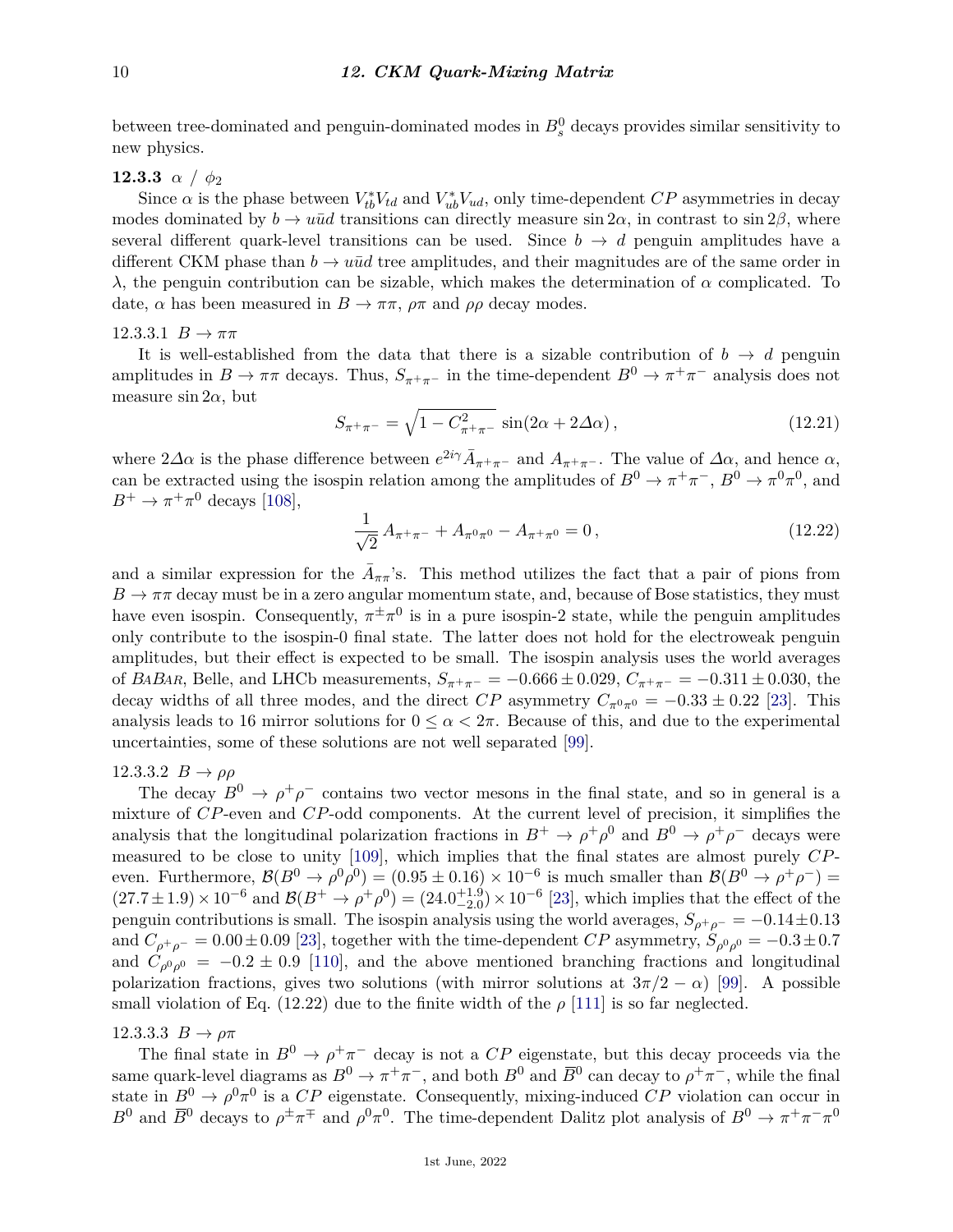between tree-dominated and penguin-dominated modes in $B_s^0$ decays provides similar sensitivity to new physics.

### 12.3.3 $\alpha$ / $\phi_2$

Since $\alpha$ is the phase between $V_{tb}^* V_{td}$ and $V_{ub}^* V_{ud}$, only time-dependent $CP$ asymmetries in decay modes dominated by $b \to u\bar{u}d$ transitions can directly measure $\sin 2\alpha$, in contrast to $\sin 2\beta$, where several different quark-level transitions can be used. Since $b \to d$ penguin amplitudes have a different CKM phase than $b \to u\bar{u}d$ tree amplitudes, and their magnitudes are of the same order in $\lambda$, the penguin contribution can be sizable, which makes the determination of $\alpha$ complicated. To date, $\alpha$ has been measured in $B \to \pi\pi$, $\rho\pi$ and $\rho\rho$ decay modes.

#### 12.3.3.1 $B \to \pi\pi$

It is well-established from the data that there is a sizable contribution of $b \to d$ penguin amplitudes in $B \to \pi\pi$ decays. Thus, $S_{\pi^+\pi^-}$ in the time-dependent $B^0 \to \pi^+\pi^-$ analysis does not measure $\sin 2\alpha$, but

$$S_{\pi^+\pi^-} = \sqrt{1 - C_{\pi^+\pi^-}^2}\, \sin(2\alpha + 2\Delta\alpha)\,, \tag{12.21}$$

where $2\Delta\alpha$ is the phase difference between $e^{2i\gamma}\bar{A}_{\pi^+\pi^-}$ and $A_{\pi^+\pi^-}$. The value of $\Delta\alpha$, and hence $\alpha$, can be extracted using the isospin relation among the amplitudes of $B^0 \to \pi^+\pi^-$, $B^0 \to \pi^0\pi^0$, and $B^+ \to \pi^+\pi^0$ decays [108],

$$\frac{1}{\sqrt{2}}\, A_{\pi^+\pi^-} + A_{\pi^0\pi^0} - A_{\pi^+\pi^0} = 0\,, \tag{12.22}$$

and a similar expression for the $\bar{A}_{\pi\pi}$'s. This method utilizes the fact that a pair of pions from $B \to \pi\pi$ decay must be in a zero angular momentum state, and, because of Bose statistics, they must have even isospin. Consequently, $\pi^\pm\pi^0$ is in a pure isospin-2 state, while the penguin amplitudes only contribute to the isospin-0 final state. The latter does not hold for the electroweak penguin amplitudes, but their effect is expected to be small. The isospin analysis uses the world averages of *BaBar*, Belle, and LHCb measurements, $S_{\pi^+\pi^-} = -0.666 \pm 0.029$, $C_{\pi^+\pi^-} = -0.311 \pm 0.030$, the decay widths of all three modes, and the direct $CP$ asymmetry $C_{\pi^0\pi^0} = -0.33 \pm 0.22$ [23]. This analysis leads to 16 mirror solutions for $0 \le \alpha < 2\pi$. Because of this, and due to the experimental uncertainties, some of these solutions are not well separated [99].

#### 12.3.3.2 $B \to \rho\rho$

The decay $B^0 \to \rho^+\rho^-$ contains two vector mesons in the final state, and so in general is a mixture of $CP$-even and $CP$-odd components. At the current level of precision, it simplifies the analysis that the longitudinal polarization fractions in $B^+ \to \rho^+\rho^0$ and $B^0 \to \rho^+\rho^-$ decays were measured to be close to unity [109], which implies that the final states are almost purely $CP$-even. Furthermore, $\mathcal{B}(B^0 \to \rho^0\rho^0) = (0.95 \pm 0.16) \times 10^{-6}$ is much smaller than $\mathcal{B}(B^0 \to \rho^+\rho^-) = (27.7 \pm 1.9) \times 10^{-6}$ and $\mathcal{B}(B^+ \to \rho^+\rho^0) = (24.0^{+1.9}_{-2.0}) \times 10^{-6}$ [23], which implies that the effect of the penguin contributions is small. The isospin analysis using the world averages, $S_{\rho^+\rho^-} = -0.14 \pm 0.13$ and $C_{\rho^+\rho^-} = 0.00 \pm 0.09$ [23], together with the time-dependent $CP$ asymmetry, $S_{\rho^0\rho^0} = -0.3 \pm 0.7$ and $C_{\rho^0\rho^0} = -0.2 \pm 0.9$ [110], and the above mentioned branching fractions and longitudinal polarization fractions, gives two solutions (with mirror solutions at $3\pi/2 - \alpha$) [99]. A possible small violation of Eq. (12.22) due to the finite width of the $\rho$ [111] is so far neglected.

#### 12.3.3.3 $B \to \rho\pi$

The final state in $B^0 \to \rho^+\pi^-$ decay is not a $CP$ eigenstate, but this decay proceeds via the same quark-level diagrams as $B^0 \to \pi^+\pi^-$, and both $B^0$ and $\overline{B}^0$ can decay to $\rho^+\pi^-$, while the final state in $B^0 \to \rho^0\pi^0$ is a $CP$ eigenstate. Consequently, mixing-induced $CP$ violation can occur in $B^0$ and $\overline{B}^0$ decays to $\rho^\pm\pi^\mp$ and $\rho^0\pi^0$. The time-dependent Dalitz plot analysis of $B^0 \to \pi^+\pi^-\pi^0$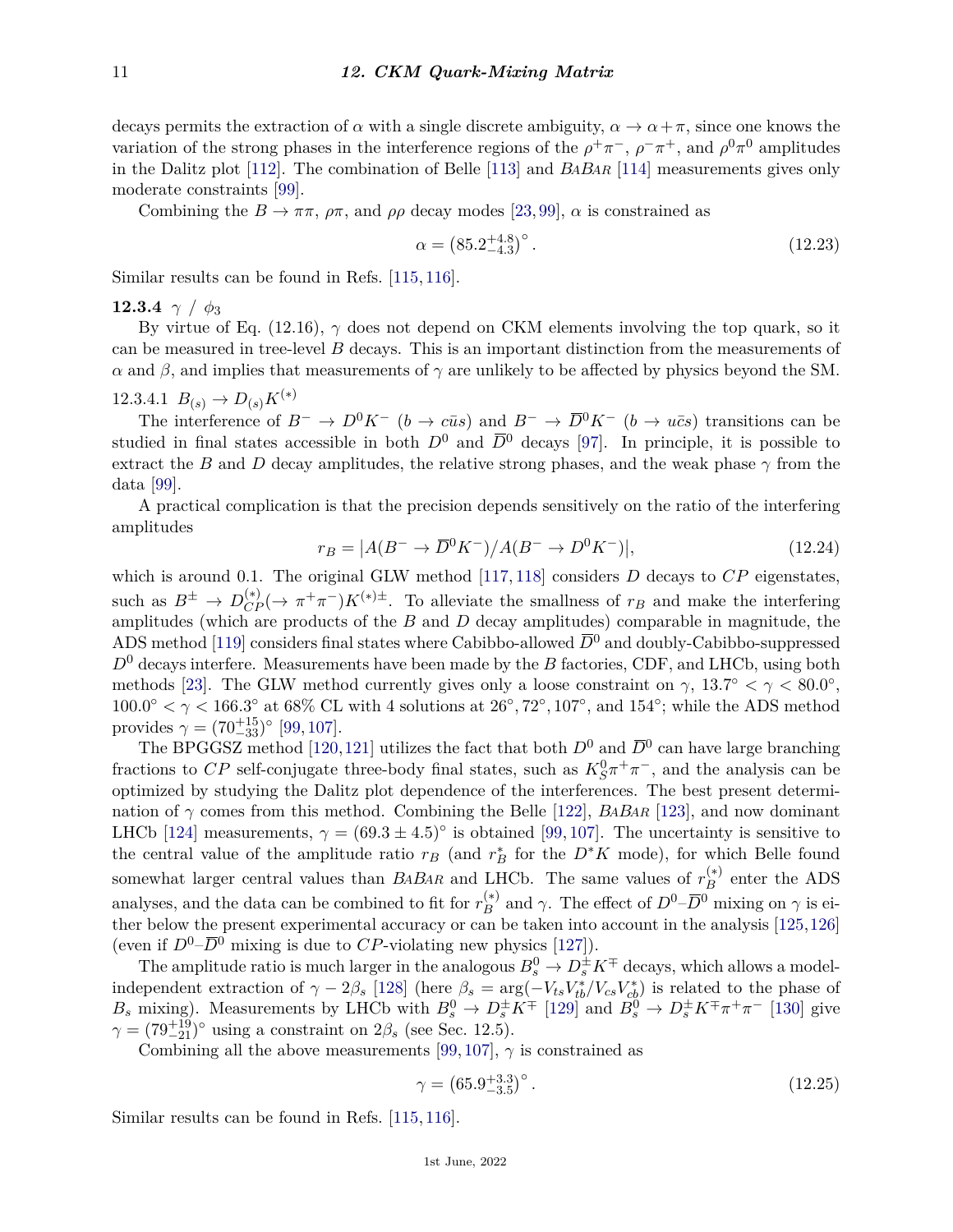decays permits the extraction of $\alpha$ with a single discrete ambiguity, $\alpha \to \alpha + \pi$, since one knows the variation of the strong phases in the interference regions of the $\rho^+\pi^-$, $\rho^-\pi^+$, and $\rho^0\pi^0$ amplitudes in the Dalitz plot [112]. The combination of Belle [113] and *BaBar* [114] measurements gives only moderate constraints [99].

Combining the $B \to \pi\pi$, $\rho\pi$, and $\rho\rho$ decay modes [23, 99], $\alpha$ is constrained as

$$\alpha = \left(85.2^{+4.8}_{-4.3}\right)^\circ. \tag{12.23}$$

Similar results can be found in Refs. [115, 116].

### 12.3.4 $\gamma$ / $\phi_3$

By virtue of Eq. (12.16), $\gamma$ does not depend on CKM elements involving the top quark, so it can be measured in tree-level $B$ decays. This is an important distinction from the measurements of $\alpha$ and $\beta$, and implies that measurements of $\gamma$ are unlikely to be affected by physics beyond the SM.

#### 12.3.4.1 $B_{(s)} \to D_{(s)} K^{(*)}$

The interference of $B^- \to D^0 K^-$ ($b \to c\bar{u}s$) and $B^- \to \overline{D}{}^0 K^-$ ($b \to u\bar{c}s$) transitions can be studied in final states accessible in both $D^0$ and $\overline{D}{}^0$ decays [97]. In principle, it is possible to extract the $B$ and $D$ decay amplitudes, the relative strong phases, and the weak phase $\gamma$ from the data [99].

A practical complication is that the precision depends sensitively on the ratio of the interfering amplitudes

$$r_B = |A(B^- \to \overline{D}{}^0 K^-)/A(B^- \to D^0 K^-)|, \tag{12.24}$$

which is around 0.1. The original GLW method [117, 118] considers $D$ decays to $CP$ eigenstates, such as $B^\pm \to D^{(*)}_{CP}(\to \pi^+\pi^-)K^{(*)\pm}$. To alleviate the smallness of $r_B$ and make the interfering amplitudes (which are products of the $B$ and $D$ decay amplitudes) comparable in magnitude, the ADS method [119] considers final states where Cabibbo-allowed $\overline{D}{}^0$ and doubly-Cabibbo-suppressed $D^0$ decays interfere. Measurements have been made by the $B$ factories, CDF, and LHCb, using both methods [23]. The GLW method currently gives only a loose constraint on $\gamma$, $13.7^\circ < \gamma < 80.0^\circ$, $100.0^\circ < \gamma < 166.3^\circ$ at 68% CL with 4 solutions at $26^\circ, 72^\circ, 107^\circ$, and $154^\circ$; while the ADS method provides $\gamma = (70^{+15}_{-33})^\circ$ [99, 107].

The BPGGSZ method [120, 121] utilizes the fact that both $D^0$ and $\overline{D}{}^0$ can have large branching fractions to $CP$ self-conjugate three-body final states, such as $K^0_S\pi^+\pi^-$, and the analysis can be optimized by studying the Dalitz plot dependence of the interferences. The best present determination of $\gamma$ comes from this method. Combining the Belle [122], *BaBar* [123], and now dominant LHCb [124] measurements, $\gamma = (69.3 \pm 4.5)^\circ$ is obtained [99, 107]. The uncertainty is sensitive to the central value of the amplitude ratio $r_B$ (and $r^*_B$ for the $D^*K$ mode), for which Belle found somewhat larger central values than *BaBar* and LHCb. The same values of $r^{(*)}_B$ enter the ADS analyses, and the data can be combined to fit for $r^{(*)}_B$ and $\gamma$. The effect of $D^0$–$\overline{D}{}^0$ mixing on $\gamma$ is either below the present experimental accuracy or can be taken into account in the analysis [125, 126] (even if $D^0$–$\overline{D}{}^0$ mixing is due to $CP$-violating new physics [127]).

The amplitude ratio is much larger in the analogous $B^0_s \to D^\pm_s K^\mp$ decays, which allows a model-independent extraction of $\gamma - 2\beta_s$ [128] (here $\beta_s = \arg(-V_{ts}V^*_{tb}/V_{cs}V^*_{cb})$ is related to the phase of $B_s$ mixing). Measurements by LHCb with $B^0_s \to D^\pm_s K^\mp$ [129] and $B^0_s \to D^\pm_s K^\mp\pi^+\pi^-$ [130] give $\gamma = (79^{+19}_{-21})^\circ$ using a constraint on $2\beta_s$ (see Sec. 12.5).

Combining all the above measurements [99, 107], $\gamma$ is constrained as

$$\gamma = \left(65.9^{+3.3}_{-3.5}\right)^\circ. \tag{12.25}$$

Similar results can be found in Refs. [115, 116].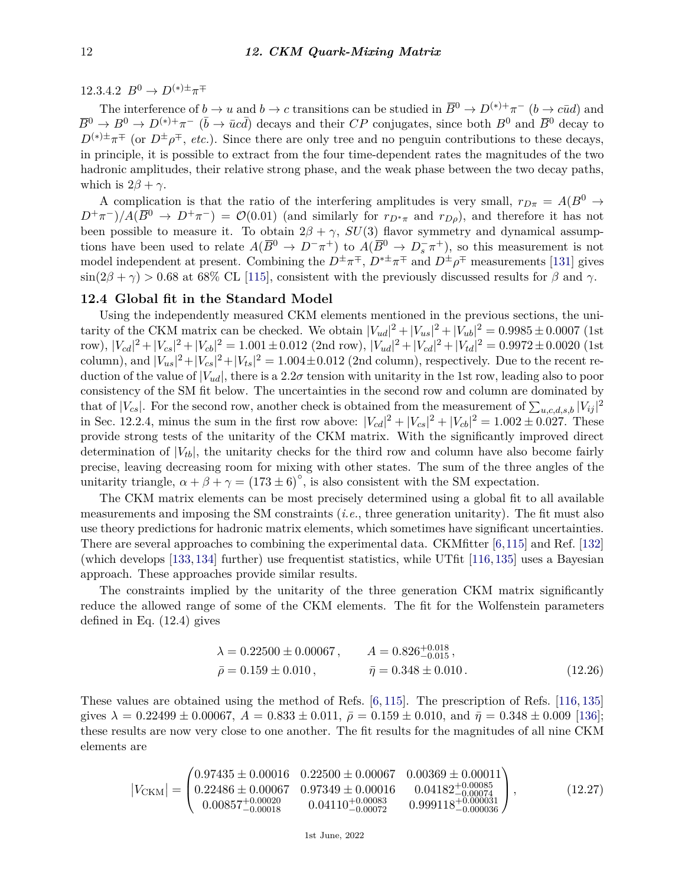#### 12.3.4.2 $B^0 \to D^{(*)\pm}\pi^\mp$

The interference of $b \to u$ and $b \to c$ transitions can be studied in $\overline{B}^0 \to D^{(*)+}\pi^-$ ($b \to c\bar{u}d$) and $\overline{B}^0 \to B^0 \to D^{(*)+}\pi^-$ ($\bar{b} \to \bar{u}c\bar{d}$) decays and their $CP$ conjugates, since both $B^0$ and $\overline{B}^0$ decay to $D^{(*)\pm}\pi^\mp$ (or $D^\pm\rho^\mp$, *etc.*). Since there are only tree and no penguin contributions to these decays, in principle, it is possible to extract from the four time-dependent rates the magnitudes of the two hadronic amplitudes, their relative strong phase, and the weak phase between the two decay paths, which is $2\beta + \gamma$.

A complication is that the ratio of the interfering amplitudes is very small, $r_{D\pi} = A(B^0 \to D^+\pi^-)/A(\overline{B}^0 \to D^+\pi^-) = \mathcal{O}(0.01)$ (and similarly for $r_{D^*\pi}$ and $r_{D\rho}$), and therefore it has not been possible to measure it. To obtain $2\beta + \gamma$, $SU(3)$ flavor symmetry and dynamical assumptions have been used to relate $A(\overline{B}^0 \to D^-\pi^+)$ to $A(\overline{B}^0 \to D_s^-\pi^+)$, so this measurement is not model independent at present. Combining the $D^\pm\pi^\mp$, $D^{*\pm}\pi^\mp$ and $D^\pm\rho^\mp$ measurements [131] gives $\sin(2\beta + \gamma) > 0.68$ at 68% CL [115], consistent with the previously discussed results for $\beta$ and $\gamma$.

### 12.4 Global fit in the Standard Model

Using the independently measured CKM elements mentioned in the previous sections, the unitarity of the CKM matrix can be checked. We obtain $|V_{ud}|^2 + |V_{us}|^2 + |V_{ub}|^2 = 0.9985 \pm 0.0007$ (1st row), $|V_{cd}|^2 + |V_{cs}|^2 + |V_{cb}|^2 = 1.001 \pm 0.012$ (2nd row), $|V_{ud}|^2 + |V_{cd}|^2 + |V_{td}|^2 = 0.9972 \pm 0.0020$ (1st column), and $|V_{us}|^2 + |V_{cs}|^2 + |V_{ts}|^2 = 1.004 \pm 0.012$ (2nd column), respectively. Due to the recent reduction of the value of $|V_{ud}|$, there is a $2.2\sigma$ tension with unitarity in the 1st row, leading also to poor consistency of the SM fit below. The uncertainties in the second row and column are dominated by that of $|V_{cs}|$. For the second row, another check is obtained from the measurement of $\sum_{u,c,d,s,b} |V_{ij}|^2$ in Sec. 12.2.4, minus the sum in the first row above: $|V_{cd}|^2 + |V_{cs}|^2 + |V_{cb}|^2 = 1.002 \pm 0.027$. These provide strong tests of the unitarity of the CKM matrix. With the significantly improved direct determination of $|V_{tb}|$, the unitarity checks for the third row and column have also become fairly precise, leaving decreasing room for mixing with other states. The sum of the three angles of the unitarity triangle, $\alpha + \beta + \gamma = (173 \pm 6)^\circ$, is also consistent with the SM expectation.

The CKM matrix elements can be most precisely determined using a global fit to all available measurements and imposing the SM constraints (*i.e.*, three generation unitarity). The fit must also use theory predictions for hadronic matrix elements, which sometimes have significant uncertainties. There are several approaches to combining the experimental data. CKMfitter [6,115] and Ref. [132] (which develops [133,134] further) use frequentist statistics, while UTfit [116,135] uses a Bayesian approach. These approaches provide similar results.

The constraints implied by the unitarity of the three generation CKM matrix significantly reduce the allowed range of some of the CKM elements. The fit for the Wolfenstein parameters defined in Eq. (12.4) gives

$$\begin{aligned} \lambda &= 0.22500 \pm 0.00067\,, & A &= 0.826^{+0.018}_{-0.015}\,, \\ \bar{\rho} &= 0.159 \pm 0.010\,, & \bar{\eta} &= 0.348 \pm 0.010\,. \end{aligned} \tag{12.26}$$

These values are obtained using the method of Refs. [6,115]. The prescription of Refs. [116,135] gives $\lambda = 0.22499 \pm 0.00067$, $A = 0.833 \pm 0.011$, $\bar{\rho} = 0.159 \pm 0.010$, and $\bar{\eta} = 0.348 \pm 0.009$ [136]; these results are now very close to one another. The fit results for the magnitudes of all nine CKM elements are

$$|V_{\rm CKM}| = \begin{pmatrix} 0.97435 \pm 0.00016 & 0.22500 \pm 0.00067 & 0.00369 \pm 0.00011 \\ 0.22486 \pm 0.00067 & 0.97349 \pm 0.00016 & 0.04182^{+0.00085}_{-0.00074} \\ 0.00857^{+0.00020}_{-0.00018} & 0.04110^{+0.00083}_{-0.00072} & 0.999118^{+0.000031}_{-0.000036} \end{pmatrix}, \tag{12.27}$$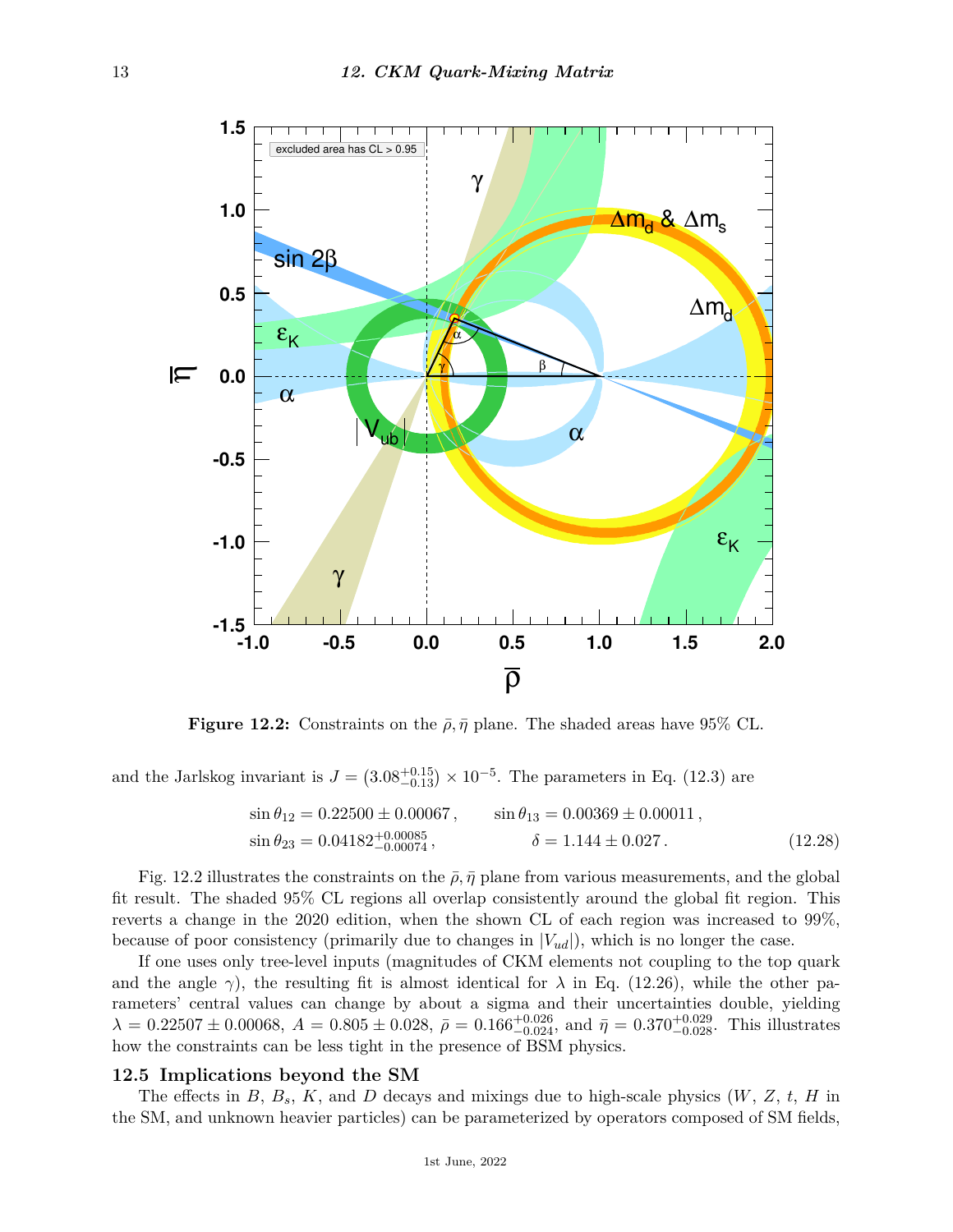**Figure 12.2:** Constraints on the $\bar{\rho}, \bar{\eta}$ plane. The shaded areas have 95% CL.

and the Jarlskog invariant is $J = (3.08^{+0.15}_{-0.13}) \times 10^{-5}$. The parameters in Eq. (12.3) are

$$\sin\theta_{12} = 0.22500 \pm 0.00067\,, \qquad \sin\theta_{13} = 0.00369 \pm 0.00011\,,$$
$$\sin\theta_{23} = 0.04182^{+0.00085}_{-0.00074}\,, \qquad \delta = 1.144 \pm 0.027\,. \tag{12.28}$$

Fig. 12.2 illustrates the constraints on the $\bar{\rho}, \bar{\eta}$ plane from various measurements, and the global fit result. The shaded 95% CL regions all overlap consistently around the global fit region. This reverts a change in the 2020 edition, when the shown CL of each region was increased to 99%, because of poor consistency (primarily due to changes in $|V_{ud}|$), which is no longer the case.

If one uses only tree-level inputs (magnitudes of CKM elements not coupling to the top quark and the angle $\gamma$), the resulting fit is almost identical for $\lambda$ in Eq. (12.26), while the other parameters' central values can change by about a sigma and their uncertainties double, yielding $\lambda = 0.22507 \pm 0.00068$, $A = 0.805 \pm 0.028$, $\bar{\rho} = 0.166^{+0.026}_{-0.024}$, and $\bar{\eta} = 0.370^{+0.029}_{-0.028}$. This illustrates how the constraints can be less tight in the presence of BSM physics.

## 12.5 Implications beyond the SM

The effects in $B$, $B_s$, $K$, and $D$ decays and mixings due to high-scale physics ($W$, $Z$, $t$, $H$ in the SM, and unknown heavier particles) can be parameterized by operators composed of SM fields,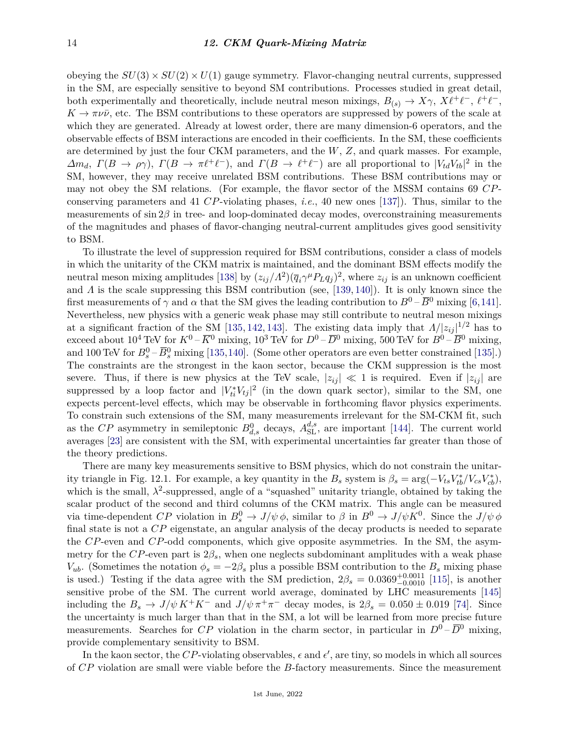obeying the $SU(3) \times SU(2) \times U(1)$ gauge symmetry. Flavor-changing neutral currents, suppressed in the SM, are especially sensitive to beyond SM contributions. Processes studied in great detail, both experimentally and theoretically, include neutral meson mixings, $B_{(s)} \to X\gamma$, $X\ell^+\ell^-$, $\ell^+\ell^-$, $K \to \pi\nu\bar{\nu}$, etc. The BSM contributions to these operators are suppressed by powers of the scale at which they are generated. Already at lowest order, there are many dimension-6 operators, and the observable effects of BSM interactions are encoded in their coefficients. In the SM, these coefficients are determined by just the four CKM parameters, and the $W$, $Z$, and quark masses. For example, $\Delta m_d$, $\Gamma(B \to \rho\gamma)$, $\Gamma(B \to \pi\ell^+\ell^-)$, and $\Gamma(B \to \ell^+\ell^-)$ are all proportional to $|V_{td}V_{tb}|^2$ in the SM, however, they may receive unrelated BSM contributions. These BSM contributions may or may not obey the SM relations. (For example, the flavor sector of the MSSM contains 69 $CP$-conserving parameters and 41 $CP$-violating phases, *i.e.*, 40 new ones [137]). Thus, similar to the measurements of $\sin 2\beta$ in tree- and loop-dominated decay modes, overconstraining measurements of the magnitudes and phases of flavor-changing neutral-current amplitudes gives good sensitivity to BSM.

To illustrate the level of suppression required for BSM contributions, consider a class of models in which the unitarity of the CKM matrix is maintained, and the dominant BSM effects modify the neutral meson mixing amplitudes [138] by $(z_{ij}/\Lambda^2)(\overline{q}_i\gamma^\mu P_L q_j)^2$, where $z_{ij}$ is an unknown coefficient and $\Lambda$ is the scale suppressing this BSM contribution (see, [139, 140]). It is only known since the first measurements of $\gamma$ and $\alpha$ that the SM gives the leading contribution to $B^0$ – $\overline{B}^0$ mixing [6, 141]. Nevertheless, new physics with a generic weak phase may still contribute to neutral meson mixings at a significant fraction of the SM [135, 142, 143]. The existing data imply that $\Lambda/|z_{ij}|^{1/2}$ has to exceed about $10^4$ TeV for $K^0$ – $\overline{K}^0$ mixing, $10^3$ TeV for $D^0$ – $\overline{D}^0$ mixing, 500 TeV for $B^0$ – $\overline{B}^0$ mixing, and 100 TeV for $B_s^0$ – $\overline{B}_s^0$ mixing [135,140]. (Some other operators are even better constrained [135].) The constraints are the strongest in the kaon sector, because the CKM suppression is the most severe. Thus, if there is new physics at the TeV scale, $|z_{ij}| \ll 1$ is required. Even if $|z_{ij}|$ are suppressed by a loop factor and $|V_{ti}^* V_{tj}|^2$ (in the down quark sector), similar to the SM, one expects percent-level effects, which may be observable in forthcoming flavor physics experiments. To constrain such extensions of the SM, many measurements irrelevant for the SM-CKM fit, such as the $CP$ asymmetry in semileptonic $B_{d,s}^0$ decays, $A_{\rm SL}^{d,s}$, are important [144]. The current world averages [23] are consistent with the SM, with experimental uncertainties far greater than those of the theory predictions.

There are many key measurements sensitive to BSM physics, which do not constrain the unitarity triangle in Fig. 12.1. For example, a key quantity in the $B_s$ system is $\beta_s = \arg(-V_{ts}V_{tb}^*/V_{cs}V_{cb}^*)$, which is the small, $\lambda^2$-suppressed, angle of a "squashed" unitarity triangle, obtained by taking the scalar product of the second and third columns of the CKM matrix. This angle can be measured via time-dependent $CP$ violation in $B_s^0 \to J/\psi\,\phi$, similar to $\beta$ in $B^0 \to J/\psi K^0$. Since the $J/\psi\,\phi$ final state is not a $CP$ eigenstate, an angular analysis of the decay products is needed to separate the $CP$-even and $CP$-odd components, which give opposite asymmetries. In the SM, the asymmetry for the $CP$-even part is $2\beta_s$, when one neglects subdominant amplitudes with a weak phase $V_{ub}$. (Sometimes the notation $\phi_s = -2\beta_s$ plus a possible BSM contribution to the $B_s$ mixing phase is used.) Testing if the data agree with the SM prediction, $2\beta_s = 0.0369^{+0.0011}_{-0.0010}$ [115], is another sensitive probe of the SM. The current world average, dominated by LHC measurements [145] including the $B_s \to J/\psi\,K^+K^-$ and $J/\psi\,\pi^+\pi^-$ decay modes, is $2\beta_s = 0.050 \pm 0.019$ [74]. Since the uncertainty is much larger than that in the SM, a lot will be learned from more precise future measurements. Searches for $CP$ violation in the charm sector, in particular in $D^0$ – $\overline{D}^0$ mixing, provide complementary sensitivity to BSM.

In the kaon sector, the $CP$-violating observables, $\epsilon$ and $\epsilon'$, are tiny, so models in which all sources of $CP$ violation are small were viable before the $B$-factory measurements. Since the measurement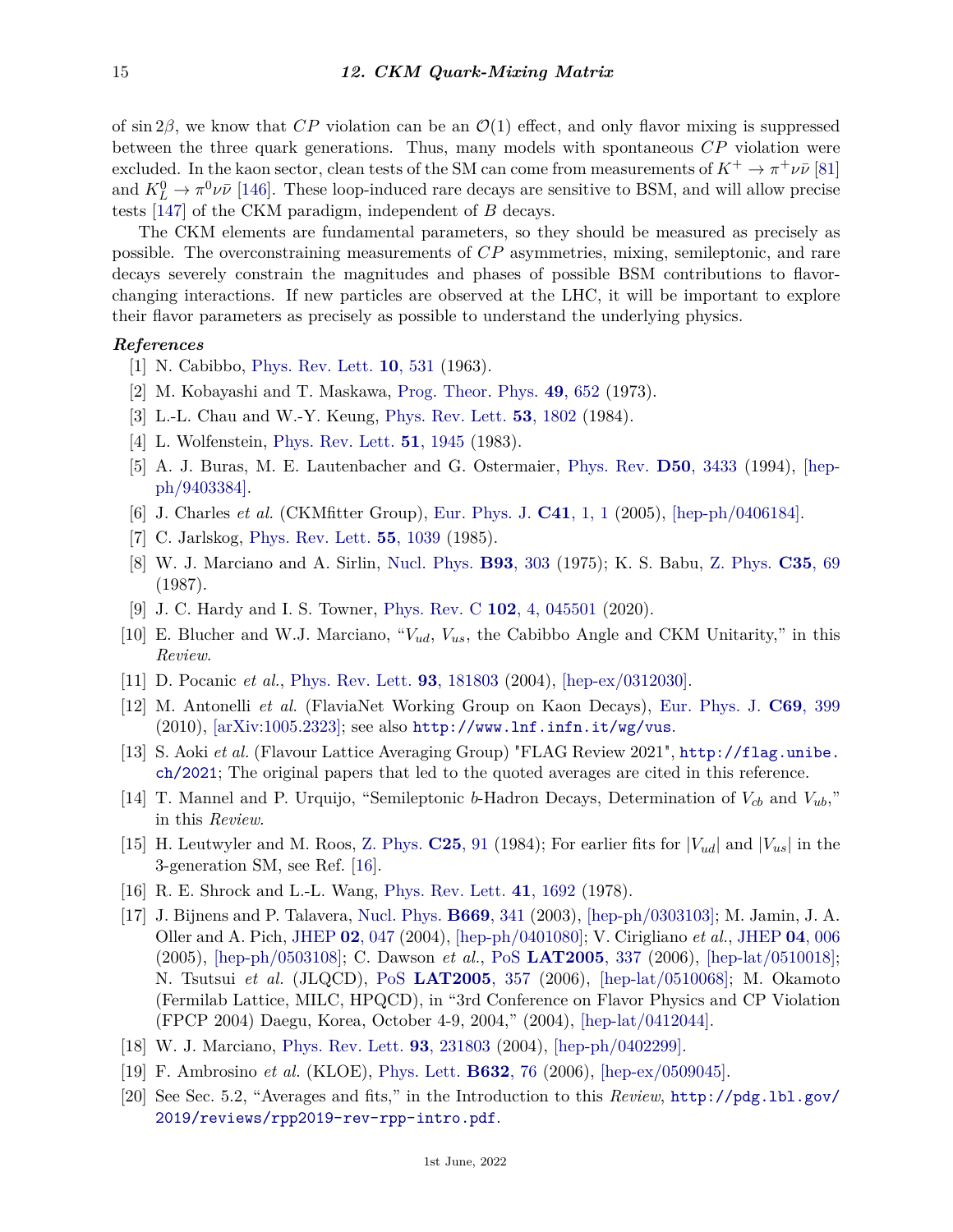of $\sin 2\beta$, we know that $CP$ violation can be an $\mathcal{O}(1)$ effect, and only flavor mixing is suppressed between the three quark generations. Thus, many models with spontaneous $CP$ violation were excluded. In the kaon sector, clean tests of the SM can come from measurements of $K^+ \to \pi^+\nu\bar{\nu}$ [81] and $K_L^0 \to \pi^0\nu\bar{\nu}$ [146]. These loop-induced rare decays are sensitive to BSM, and will allow precise tests [147] of the CKM paradigm, independent of $B$ decays.

The CKM elements are fundamental parameters, so they should be measured as precisely as possible. The overconstraining measurements of $CP$ asymmetries, mixing, semileptonic, and rare decays severely constrain the magnitudes and phases of possible BSM contributions to flavor-changing interactions. If new particles are observed at the LHC, it will be important to explore their flavor parameters as precisely as possible to understand the underlying physics.

### *References*

[1] N. Cabibbo, Phys. Rev. Lett. **10**, 531 (1963).

[2] M. Kobayashi and T. Maskawa, Prog. Theor. Phys. **49**, 652 (1973).

[3] L.-L. Chau and W.-Y. Keung, Phys. Rev. Lett. **53**, 1802 (1984).

[4] L. Wolfenstein, Phys. Rev. Lett. **51**, 1945 (1983).

[5] A. J. Buras, M. E. Lautenbacher and G. Ostermaier, Phys. Rev. **D50**, 3433 (1994), [hep-ph/9403384].

[6] J. Charles *et al.* (CKMfitter Group), Eur. Phys. J. **C41**, 1, 1 (2005), [hep-ph/0406184].

[7] C. Jarlskog, Phys. Rev. Lett. **55**, 1039 (1985).

[8] W. J. Marciano and A. Sirlin, Nucl. Phys. **B93**, 303 (1975); K. S. Babu, Z. Phys. **C35**, 69 (1987).

[9] J. C. Hardy and I. S. Towner, Phys. Rev. C **102**, 4, 045501 (2020).

[10] E. Blucher and W.J. Marciano, "$V_{ud}$, $V_{us}$, the Cabibbo Angle and CKM Unitarity," in this *Review*.

[11] D. Pocanic *et al.*, Phys. Rev. Lett. **93**, 181803 (2004), [hep-ex/0312030].

[12] M. Antonelli *et al.* (FlaviaNet Working Group on Kaon Decays), Eur. Phys. J. **C69**, 399 (2010), [arXiv:1005.2323]; see also http://www.lnf.infn.it/wg/vus.

[13] S. Aoki *et al.* (Flavour Lattice Averaging Group) "FLAG Review 2021", http://flag.unibe.ch/2021; The original papers that led to the quoted averages are cited in this reference.

[14] T. Mannel and P. Urquijo, "Semileptonic $b$-Hadron Decays, Determination of $V_{cb}$ and $V_{ub}$," in this *Review*.

[15] H. Leutwyler and M. Roos, Z. Phys. **C25**, 91 (1984); For earlier fits for $|V_{ud}|$ and $|V_{us}|$ in the 3-generation SM, see Ref. [16].

[16] R. E. Shrock and L.-L. Wang, Phys. Rev. Lett. **41**, 1692 (1978).

[17] J. Bijnens and P. Talavera, Nucl. Phys. **B669**, 341 (2003), [hep-ph/0303103]; M. Jamin, J. A. Oller and A. Pich, JHEP **02**, 047 (2004), [hep-ph/0401080]; V. Cirigliano *et al.*, JHEP **04**, 006 (2005), [hep-ph/0503108]; C. Dawson *et al.*, PoS **LAT2005**, 337 (2006), [hep-lat/0510018]; N. Tsutsui *et al.* (JLQCD), PoS **LAT2005**, 357 (2006), [hep-lat/0510068]; M. Okamoto (Fermilab Lattice, MILC, HPQCD), in "3rd Conference on Flavor Physics and CP Violation (FPCP 2004) Daegu, Korea, October 4-9, 2004," (2004), [hep-lat/0412044].

[18] W. J. Marciano, Phys. Rev. Lett. **93**, 231803 (2004), [hep-ph/0402299].

[19] F. Ambrosino *et al.* (KLOE), Phys. Lett. **B632**, 76 (2006), [hep-ex/0509045].

[20] See Sec. 5.2, "Averages and fits," in the Introduction to this *Review*, http://pdg.lbl.gov/2019/reviews/rpp2019-rev-rpp-intro.pdf.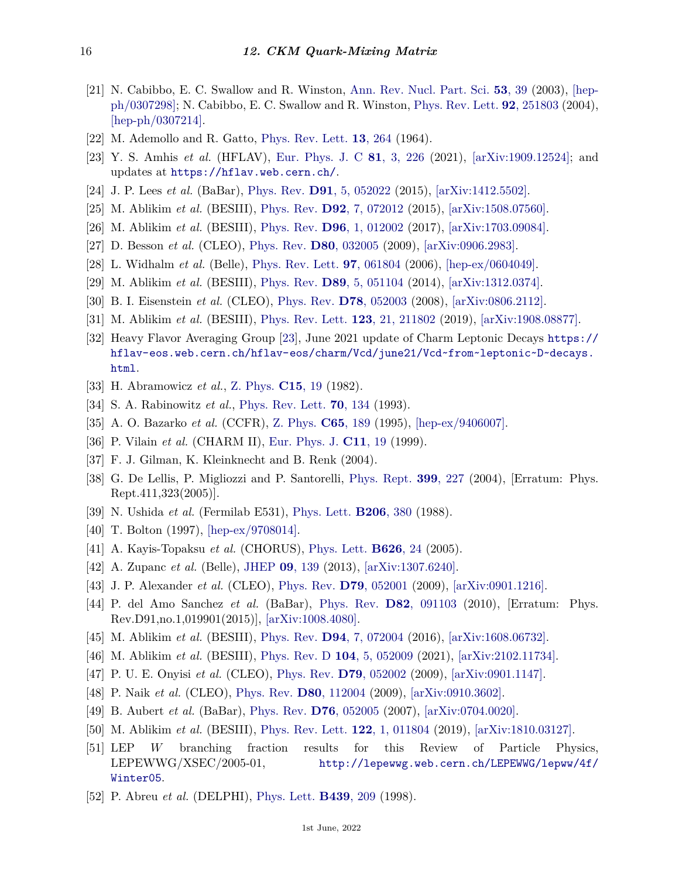[21] N. Cabibbo, E. C. Swallow and R. Winston, Ann. Rev. Nucl. Part. Sci. **53**, 39 (2003), [hep-ph/0307298]; N. Cabibbo, E. C. Swallow and R. Winston, Phys. Rev. Lett. **92**, 251803 (2004), [hep-ph/0307214].

[22] M. Ademollo and R. Gatto, Phys. Rev. Lett. **13**, 264 (1964).

[23] Y. S. Amhis *et al.* (HFLAV), Eur. Phys. J. C **81**, 3, 226 (2021), [arXiv:1909.12524]; and updates at `https://hflav.web.cern.ch/`.

[24] J. P. Lees *et al.* (BaBar), Phys. Rev. **D91**, 5, 052022 (2015), [arXiv:1412.5502].

[25] M. Ablikim *et al.* (BESIII), Phys. Rev. **D92**, 7, 072012 (2015), [arXiv:1508.07560].

[26] M. Ablikim *et al.* (BESIII), Phys. Rev. **D96**, 1, 012002 (2017), [arXiv:1703.09084].

[27] D. Besson *et al.* (CLEO), Phys. Rev. **D80**, 032005 (2009), [arXiv:0906.2983].

[28] L. Widhalm *et al.* (Belle), Phys. Rev. Lett. **97**, 061804 (2006), [hep-ex/0604049].

[29] M. Ablikim *et al.* (BESIII), Phys. Rev. **D89**, 5, 051104 (2014), [arXiv:1312.0374].

[30] B. I. Eisenstein *et al.* (CLEO), Phys. Rev. **D78**, 052003 (2008), [arXiv:0806.2112].

[31] M. Ablikim *et al.* (BESIII), Phys. Rev. Lett. **123**, 21, 211802 (2019), [arXiv:1908.08877].

[32] Heavy Flavor Averaging Group [23], June 2021 update of Charm Leptonic Decays `https://hflav-eos.web.cern.ch/hflav-eos/charm/Vcd/june21/Vcd~from~leptonic~D~decays.html`.

[33] H. Abramowicz *et al.*, Z. Phys. **C15**, 19 (1982).

[34] S. A. Rabinowitz *et al.*, Phys. Rev. Lett. **70**, 134 (1993).

[35] A. O. Bazarko *et al.* (CCFR), Z. Phys. **C65**, 189 (1995), [hep-ex/9406007].

[36] P. Vilain *et al.* (CHARM II), Eur. Phys. J. **C11**, 19 (1999).

[37] F. J. Gilman, K. Kleinknecht and B. Renk (2004).

[38] G. De Lellis, P. Migliozzi and P. Santorelli, Phys. Rept. **399**, 227 (2004), [Erratum: Phys. Rept.411,323(2005)].

[39] N. Ushida *et al.* (Fermilab E531), Phys. Lett. **B206**, 380 (1988).

[40] T. Bolton (1997), [hep-ex/9708014].

[41] A. Kayis-Topaksu *et al.* (CHORUS), Phys. Lett. **B626**, 24 (2005).

[42] A. Zupanc *et al.* (Belle), JHEP **09**, 139 (2013), [arXiv:1307.6240].

[43] J. P. Alexander *et al.* (CLEO), Phys. Rev. **D79**, 052001 (2009), [arXiv:0901.1216].

[44] P. del Amo Sanchez *et al.* (BaBar), Phys. Rev. **D82**, 091103 (2010), [Erratum: Phys. Rev.D91,no.1,019901(2015)], [arXiv:1008.4080].

[45] M. Ablikim *et al.* (BESIII), Phys. Rev. **D94**, 7, 072004 (2016), [arXiv:1608.06732].

[46] M. Ablikim *et al.* (BESIII), Phys. Rev. D **104**, 5, 052009 (2021), [arXiv:2102.11734].

[47] P. U. E. Onyisi *et al.* (CLEO), Phys. Rev. **D79**, 052002 (2009), [arXiv:0901.1147].

[48] P. Naik *et al.* (CLEO), Phys. Rev. **D80**, 112004 (2009), [arXiv:0910.3602].

[49] B. Aubert *et al.* (BaBar), Phys. Rev. **D76**, 052005 (2007), [arXiv:0704.0020].

[50] M. Ablikim *et al.* (BESIII), Phys. Rev. Lett. **122**, 1, 011804 (2019), [arXiv:1810.03127].

[51] LEP $W$ branching fraction results for this Review of Particle Physics, LEPEWWG/XSEC/2005-01, `http://lepewwg.web.cern.ch/LEPEWWG/lepww/4f/Winter05`.

[52] P. Abreu *et al.* (DELPHI), Phys. Lett. **B439**, 209 (1998).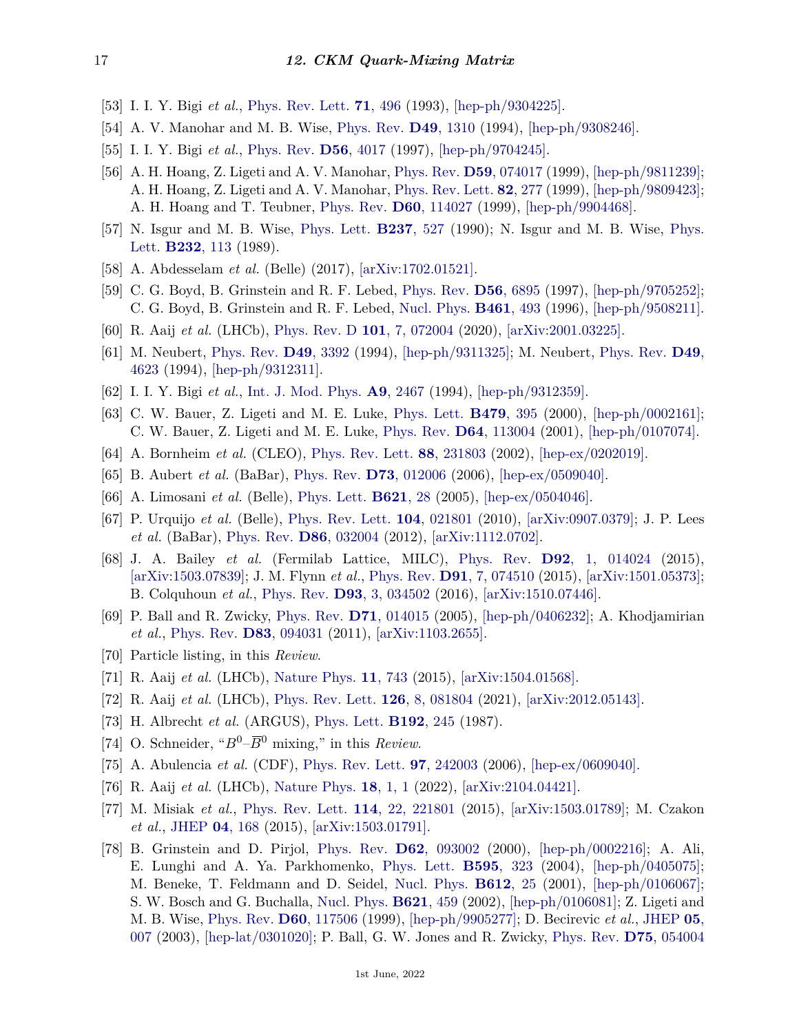[53] I. I. Y. Bigi *et al.*, Phys. Rev. Lett. **71**, 496 (1993), [hep-ph/9304225].

[54] A. V. Manohar and M. B. Wise, Phys. Rev. **D49**, 1310 (1994), [hep-ph/9308246].

[55] I. I. Y. Bigi *et al.*, Phys. Rev. **D56**, 4017 (1997), [hep-ph/9704245].

[56] A. H. Hoang, Z. Ligeti and A. V. Manohar, Phys. Rev. **D59**, 074017 (1999), [hep-ph/9811239]; A. H. Hoang, Z. Ligeti and A. V. Manohar, Phys. Rev. Lett. **82**, 277 (1999), [hep-ph/9809423]; A. H. Hoang and T. Teubner, Phys. Rev. **D60**, 114027 (1999), [hep-ph/9904468].

[57] N. Isgur and M. B. Wise, Phys. Lett. **B237**, 527 (1990); N. Isgur and M. B. Wise, Phys. Lett. **B232**, 113 (1989).

[58] A. Abdesselam *et al.* (Belle) (2017), [arXiv:1702.01521].

[59] C. G. Boyd, B. Grinstein and R. F. Lebed, Phys. Rev. **D56**, 6895 (1997), [hep-ph/9705252]; C. G. Boyd, B. Grinstein and R. F. Lebed, Nucl. Phys. **B461**, 493 (1996), [hep-ph/9508211].

[60] R. Aaij *et al.* (LHCb), Phys. Rev. D **101**, 7, 072004 (2020), [arXiv:2001.03225].

[61] M. Neubert, Phys. Rev. **D49**, 3392 (1994), [hep-ph/9311325]; M. Neubert, Phys. Rev. **D49**, 4623 (1994), [hep-ph/9312311].

[62] I. I. Y. Bigi *et al.*, Int. J. Mod. Phys. **A9**, 2467 (1994), [hep-ph/9312359].

[63] C. W. Bauer, Z. Ligeti and M. E. Luke, Phys. Lett. **B479**, 395 (2000), [hep-ph/0002161]; C. W. Bauer, Z. Ligeti and M. E. Luke, Phys. Rev. **D64**, 113004 (2001), [hep-ph/0107074].

[64] A. Bornheim *et al.* (CLEO), Phys. Rev. Lett. **88**, 231803 (2002), [hep-ex/0202019].

[65] B. Aubert *et al.* (BaBar), Phys. Rev. **D73**, 012006 (2006), [hep-ex/0509040].

[66] A. Limosani *et al.* (Belle), Phys. Lett. **B621**, 28 (2005), [hep-ex/0504046].

[67] P. Urquijo *et al.* (Belle), Phys. Rev. Lett. **104**, 021801 (2010), [arXiv:0907.0379]; J. P. Lees *et al.* (BaBar), Phys. Rev. **D86**, 032004 (2012), [arXiv:1112.0702].

[68] J. A. Bailey *et al.* (Fermilab Lattice, MILC), Phys. Rev. **D92**, 1, 014024 (2015), [arXiv:1503.07839]; J. M. Flynn *et al.*, Phys. Rev. **D91**, 7, 074510 (2015), [arXiv:1501.05373]; B. Colquhoun *et al.*, Phys. Rev. **D93**, 3, 034502 (2016), [arXiv:1510.07446].

[69] P. Ball and R. Zwicky, Phys. Rev. **D71**, 014015 (2005), [hep-ph/0406232]; A. Khodjamirian *et al.*, Phys. Rev. **D83**, 094031 (2011), [arXiv:1103.2655].

[70] Particle listing, in this *Review*.

[71] R. Aaij *et al.* (LHCb), Nature Phys. **11**, 743 (2015), [arXiv:1504.01568].

[72] R. Aaij *et al.* (LHCb), Phys. Rev. Lett. **126**, 8, 081804 (2021), [arXiv:2012.05143].

[73] H. Albrecht *et al.* (ARGUS), Phys. Lett. **B192**, 245 (1987).

[74] O. Schneider, "$B^0$–$\overline{B}^0$ mixing," in this *Review*.

[75] A. Abulencia *et al.* (CDF), Phys. Rev. Lett. **97**, 242003 (2006), [hep-ex/0609040].

[76] R. Aaij *et al.* (LHCb), Nature Phys. **18**, 1, 1 (2022), [arXiv:2104.04421].

[77] M. Misiak *et al.*, Phys. Rev. Lett. **114**, 22, 221801 (2015), [arXiv:1503.01789]; M. Czakon *et al.*, JHEP **04**, 168 (2015), [arXiv:1503.01791].

[78] B. Grinstein and D. Pirjol, Phys. Rev. **D62**, 093002 (2000), [hep-ph/0002216]; A. Ali, E. Lunghi and A. Ya. Parkhomenko, Phys. Lett. **B595**, 323 (2004), [hep-ph/0405075]; M. Beneke, T. Feldmann and D. Seidel, Nucl. Phys. **B612**, 25 (2001), [hep-ph/0106067]; S. W. Bosch and G. Buchalla, Nucl. Phys. **B621**, 459 (2002), [hep-ph/0106081]; Z. Ligeti and M. B. Wise, Phys. Rev. **D60**, 117506 (1999), [hep-ph/9905277]; D. Becirevic *et al.*, JHEP **05**, 007 (2003), [hep-lat/0301020]; P. Ball, G. W. Jones and R. Zwicky, Phys. Rev. **D75**, 054004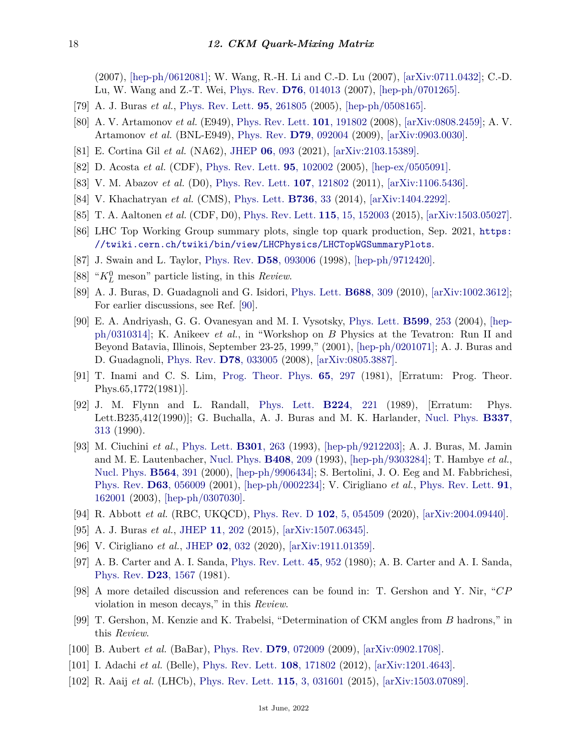(2007), [hep-ph/0612081]; W. Wang, R.-H. Li and C.-D. Lu (2007), [arXiv:0711.0432]; C.-D. Lu, W. Wang and Z.-T. Wei, Phys. Rev. **D76**, 014013 (2007), [hep-ph/0701265].

[79] A. J. Buras *et al.*, Phys. Rev. Lett. **95**, 261805 (2005), [hep-ph/0508165].

[80] A. V. Artamonov *et al.* (E949), Phys. Rev. Lett. **101**, 191802 (2008), [arXiv:0808.2459]; A. V. Artamonov *et al.* (BNL-E949), Phys. Rev. **D79**, 092004 (2009), [arXiv:0903.0030].

[81] E. Cortina Gil *et al.* (NA62), JHEP **06**, 093 (2021), [arXiv:2103.15389].

[82] D. Acosta *et al.* (CDF), Phys. Rev. Lett. **95**, 102002 (2005), [hep-ex/0505091].

[83] V. M. Abazov *et al.* (D0), Phys. Rev. Lett. **107**, 121802 (2011), [arXiv:1106.5436].

[84] V. Khachatryan *et al.* (CMS), Phys. Lett. **B736**, 33 (2014), [arXiv:1404.2292].

[85] T. A. Aaltonen *et al.* (CDF, D0), Phys. Rev. Lett. **115**, 15, 152003 (2015), [arXiv:1503.05027].

[86] LHC Top Working Group summary plots, single top quark production, Sep. 2021, `https://twiki.cern.ch/twiki/bin/view/LHCPhysics/LHCTopWGSummaryPlots`.

[87] J. Swain and L. Taylor, Phys. Rev. **D58**, 093006 (1998), [hep-ph/9712420].

[88] "$K^0_L$ meson" particle listing, in this *Review*.

[89] A. J. Buras, D. Guadagnoli and G. Isidori, Phys. Lett. **B688**, 309 (2010), [arXiv:1002.3612]; For earlier discussions, see Ref. [90].

[90] E. A. Andriyash, G. G. Ovanesyan and M. I. Vysotsky, Phys. Lett. **B599**, 253 (2004), [hep-ph/0310314]; K. Anikeev *et al.*, in "Workshop on $B$ Physics at the Tevatron: Run II and Beyond Batavia, Illinois, September 23-25, 1999," (2001), [hep-ph/0201071]; A. J. Buras and D. Guadagnoli, Phys. Rev. **D78**, 033005 (2008), [arXiv:0805.3887].

[91] T. Inami and C. S. Lim, Prog. Theor. Phys. **65**, 297 (1981), [Erratum: Prog. Theor. Phys.65,1772(1981)].

[92] J. M. Flynn and L. Randall, Phys. Lett. **B224**, 221 (1989), [Erratum: Phys. Lett.B235,412(1990)]; G. Buchalla, A. J. Buras and M. K. Harlander, Nucl. Phys. **B337**, 313 (1990).

[93] M. Ciuchini *et al.*, Phys. Lett. **B301**, 263 (1993), [hep-ph/9212203]; A. J. Buras, M. Jamin and M. E. Lautenbacher, Nucl. Phys. **B408**, 209 (1993), [hep-ph/9303284]; T. Hambye *et al.*, Nucl. Phys. **B564**, 391 (2000), [hep-ph/9906434]; S. Bertolini, J. O. Eeg and M. Fabbrichesi, Phys. Rev. **D63**, 056009 (2001), [hep-ph/0002234]; V. Cirigliano *et al.*, Phys. Rev. Lett. **91**, 162001 (2003), [hep-ph/0307030].

[94] R. Abbott *et al.* (RBC, UKQCD), Phys. Rev. D **102**, 5, 054509 (2020), [arXiv:2004.09440].

[95] A. J. Buras *et al.*, JHEP **11**, 202 (2015), [arXiv:1507.06345].

[96] V. Cirigliano *et al.*, JHEP **02**, 032 (2020), [arXiv:1911.01359].

[97] A. B. Carter and A. I. Sanda, Phys. Rev. Lett. **45**, 952 (1980); A. B. Carter and A. I. Sanda, Phys. Rev. **D23**, 1567 (1981).

[98] A more detailed discussion and references can be found in: T. Gershon and Y. Nir, "$CP$ violation in meson decays," in this *Review*.

[99] T. Gershon, M. Kenzie and K. Trabelsi, "Determination of CKM angles from $B$ hadrons," in this *Review*.

[100] B. Aubert *et al.* (BaBar), Phys. Rev. **D79**, 072009 (2009), [arXiv:0902.1708].

[101] I. Adachi *et al.* (Belle), Phys. Rev. Lett. **108**, 171802 (2012), [arXiv:1201.4643].

[102] R. Aaij *et al.* (LHCb), Phys. Rev. Lett. **115**, 3, 031601 (2015), [arXiv:1503.07089].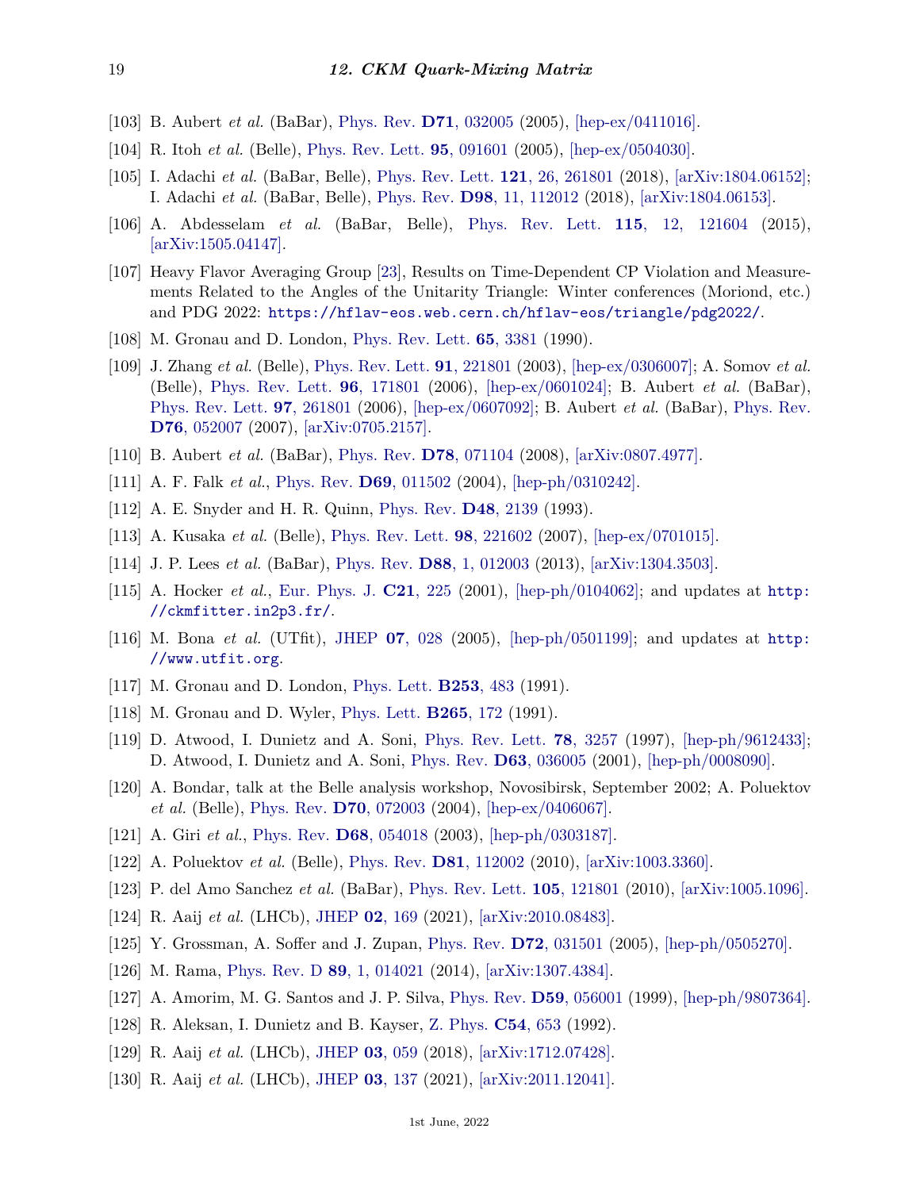[103] B. Aubert *et al.* (BaBar), Phys. Rev. **D71**, 032005 (2005), [hep-ex/0411016].

[104] R. Itoh *et al.* (Belle), Phys. Rev. Lett. **95**, 091601 (2005), [hep-ex/0504030].

[105] I. Adachi *et al.* (BaBar, Belle), Phys. Rev. Lett. **121**, 26, 261801 (2018), [arXiv:1804.06152]; I. Adachi *et al.* (BaBar, Belle), Phys. Rev. **D98**, 11, 112012 (2018), [arXiv:1804.06153].

[106] A. Abdesselam *et al.* (BaBar, Belle), Phys. Rev. Lett. **115**, 12, 121604 (2015), [arXiv:1505.04147].

[107] Heavy Flavor Averaging Group [23], Results on Time-Dependent CP Violation and Measurements Related to the Angles of the Unitarity Triangle: Winter conferences (Moriond, etc.) and PDG 2022: `https://hflav-eos.web.cern.ch/hflav-eos/triangle/pdg2022/`.

[108] M. Gronau and D. London, Phys. Rev. Lett. **65**, 3381 (1990).

[109] J. Zhang *et al.* (Belle), Phys. Rev. Lett. **91**, 221801 (2003), [hep-ex/0306007]; A. Somov *et al.* (Belle), Phys. Rev. Lett. **96**, 171801 (2006), [hep-ex/0601024]; B. Aubert *et al.* (BaBar), Phys. Rev. Lett. **97**, 261801 (2006), [hep-ex/0607092]; B. Aubert *et al.* (BaBar), Phys. Rev. **D76**, 052007 (2007), [arXiv:0705.2157].

[110] B. Aubert *et al.* (BaBar), Phys. Rev. **D78**, 071104 (2008), [arXiv:0807.4977].

[111] A. F. Falk *et al.*, Phys. Rev. **D69**, 011502 (2004), [hep-ph/0310242].

[112] A. E. Snyder and H. R. Quinn, Phys. Rev. **D48**, 2139 (1993).

[113] A. Kusaka *et al.* (Belle), Phys. Rev. Lett. **98**, 221602 (2007), [hep-ex/0701015].

[114] J. P. Lees *et al.* (BaBar), Phys. Rev. **D88**, 1, 012003 (2013), [arXiv:1304.3503].

[115] A. Hocker *et al.*, Eur. Phys. J. **C21**, 225 (2001), [hep-ph/0104062]; and updates at `http://ckmfitter.in2p3.fr/`.

[116] M. Bona *et al.* (UTfit), JHEP **07**, 028 (2005), [hep-ph/0501199]; and updates at `http://www.utfit.org`.

[117] M. Gronau and D. London, Phys. Lett. **B253**, 483 (1991).

[118] M. Gronau and D. Wyler, Phys. Lett. **B265**, 172 (1991).

[119] D. Atwood, I. Dunietz and A. Soni, Phys. Rev. Lett. **78**, 3257 (1997), [hep-ph/9612433]; D. Atwood, I. Dunietz and A. Soni, Phys. Rev. **D63**, 036005 (2001), [hep-ph/0008090].

[120] A. Bondar, talk at the Belle analysis workshop, Novosibirsk, September 2002; A. Poluektov *et al.* (Belle), Phys. Rev. **D70**, 072003 (2004), [hep-ex/0406067].

[121] A. Giri *et al.*, Phys. Rev. **D68**, 054018 (2003), [hep-ph/0303187].

[122] A. Poluektov *et al.* (Belle), Phys. Rev. **D81**, 112002 (2010), [arXiv:1003.3360].

[123] P. del Amo Sanchez *et al.* (BaBar), Phys. Rev. Lett. **105**, 121801 (2010), [arXiv:1005.1096].

[124] R. Aaij *et al.* (LHCb), JHEP **02**, 169 (2021), [arXiv:2010.08483].

[125] Y. Grossman, A. Soffer and J. Zupan, Phys. Rev. **D72**, 031501 (2005), [hep-ph/0505270].

[126] M. Rama, Phys. Rev. D **89**, 1, 014021 (2014), [arXiv:1307.4384].

[127] A. Amorim, M. G. Santos and J. P. Silva, Phys. Rev. **D59**, 056001 (1999), [hep-ph/9807364].

[128] R. Aleksan, I. Dunietz and B. Kayser, Z. Phys. **C54**, 653 (1992).

[129] R. Aaij *et al.* (LHCb), JHEP **03**, 059 (2018), [arXiv:1712.07428].

[130] R. Aaij *et al.* (LHCb), JHEP **03**, 137 (2021), [arXiv:2011.12041].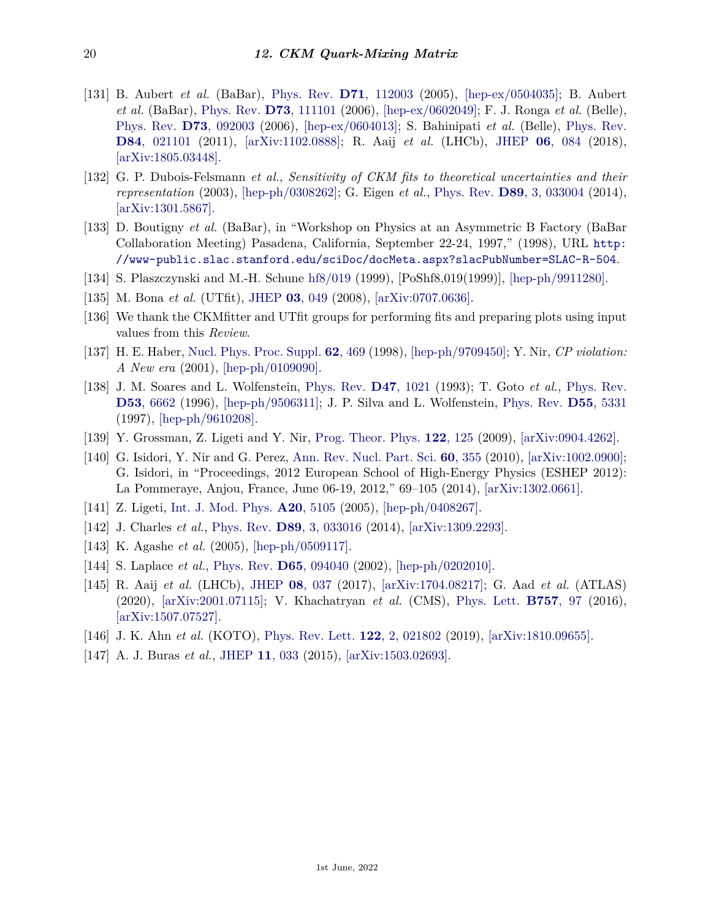[131] B. Aubert *et al.* (BaBar), Phys. Rev. **D71**, 112003 (2005), [hep-ex/0504035]; B. Aubert *et al.* (BaBar), Phys. Rev. **D73**, 111101 (2006), [hep-ex/0602049]; F. J. Ronga *et al.* (Belle), Phys. Rev. **D73**, 092003 (2006), [hep-ex/0604013]; S. Bahinipati *et al.* (Belle), Phys. Rev. **D84**, 021101 (2011), [arXiv:1102.0888]; R. Aaij *et al.* (LHCb), JHEP **06**, 084 (2018), [arXiv:1805.03448].

[132] G. P. Dubois-Felsmann *et al.*, *Sensitivity of CKM fits to theoretical uncertainties and their representation* (2003), [hep-ph/0308262]; G. Eigen *et al.*, Phys. Rev. **D89**, 3, 033004 (2014), [arXiv:1301.5867].

[133] D. Boutigny *et al.* (BaBar), in "Workshop on Physics at an Asymmetric B Factory (BaBar Collaboration Meeting) Pasadena, California, September 22-24, 1997," (1998), URL `http://www-public.slac.stanford.edu/sciDoc/docMeta.aspx?slacPubNumber=SLAC-R-504`.

[134] S. Plaszczynski and M.-H. Schune hf8/019 (1999), [PoShf8,019(1999)], [hep-ph/9911280].

[135] M. Bona *et al.* (UTfit), JHEP **03**, 049 (2008), [arXiv:0707.0636].

[136] We thank the CKMfitter and UTfit groups for performing fits and preparing plots using input values from this *Review*.

[137] H. E. Haber, Nucl. Phys. Proc. Suppl. **62**, 469 (1998), [hep-ph/9709450]; Y. Nir, *CP violation: A New era* (2001), [hep-ph/0109090].

[138] J. M. Soares and L. Wolfenstein, Phys. Rev. **D47**, 1021 (1993); T. Goto *et al.*, Phys. Rev. **D53**, 6662 (1996), [hep-ph/9506311]; J. P. Silva and L. Wolfenstein, Phys. Rev. **D55**, 5331 (1997), [hep-ph/9610208].

[139] Y. Grossman, Z. Ligeti and Y. Nir, Prog. Theor. Phys. **122**, 125 (2009), [arXiv:0904.4262].

[140] G. Isidori, Y. Nir and G. Perez, Ann. Rev. Nucl. Part. Sci. **60**, 355 (2010), [arXiv:1002.0900]; G. Isidori, in "Proceedings, 2012 European School of High-Energy Physics (ESHEP 2012): La Pommeraye, Anjou, France, June 06-19, 2012," 69–105 (2014), [arXiv:1302.0661].

[141] Z. Ligeti, Int. J. Mod. Phys. **A20**, 5105 (2005), [hep-ph/0408267].

[142] J. Charles *et al.*, Phys. Rev. **D89**, 3, 033016 (2014), [arXiv:1309.2293].

[143] K. Agashe *et al.* (2005), [hep-ph/0509117].

[144] S. Laplace *et al.*, Phys. Rev. **D65**, 094040 (2002), [hep-ph/0202010].

[145] R. Aaij *et al.* (LHCb), JHEP **08**, 037 (2017), [arXiv:1704.08217]; G. Aad *et al.* (ATLAS) (2020), [arXiv:2001.07115]; V. Khachatryan *et al.* (CMS), Phys. Lett. **B757**, 97 (2016), [arXiv:1507.07527].

[146] J. K. Ahn *et al.* (KOTO), Phys. Rev. Lett. **122**, 2, 021802 (2019), [arXiv:1810.09655].

[147] A. J. Buras *et al.*, JHEP **11**, 033 (2015), [arXiv:1503.02693].